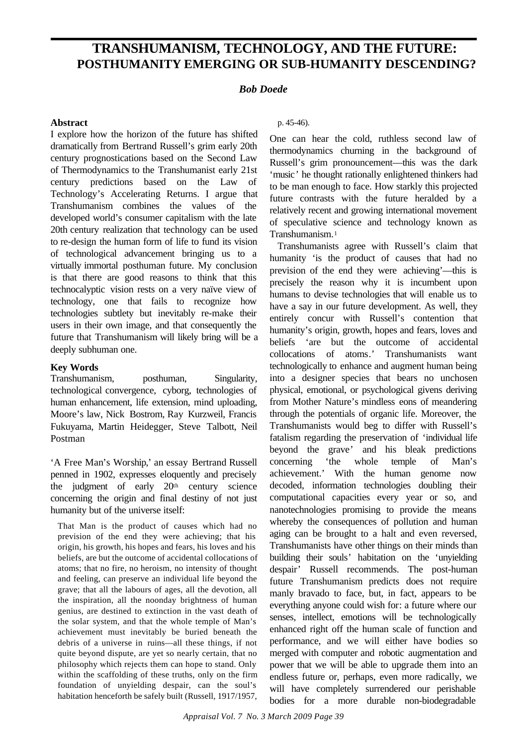# TRANSHUMANISM, TECHNOLOGY, AND THE FUTURE: POSTHUMANITY EMERGING OR SUB-HUMANITY DESCENDING?

***Bob Doede***

**Abstract**

I explore how the horizon of the future has shifted dramatically from Bertrand Russell's grim early 20th century prognostications based on the Second Law of Thermodynamics to the Transhumanist early 21st century predictions based on the Law of Technology's Accelerating Returns. I argue that Transhumanism combines the values of the developed world's consumer capitalism with the late 20th century realization that technology can be used to re-design the human form of life to fund its vision of technological advancement bringing us to a virtually immortal posthuman future. My conclusion is that there are good reasons to think that this technocalyptic vision rests on a very naïve view of technology, one that fails to recognize how technologies subtlety but inevitably re-make their users in their own image, and that consequently the future that Transhumanism will likely bring will be a deeply subhuman one.

**Key Words**

Transhumanism, posthuman, Singularity, technological convergence, cyborg, technologies of human enhancement, life extension, mind uploading, Moore's law, Nick Bostrom, Ray Kurzweil, Francis Fukuyama, Martin Heidegger, Steve Talbott, Neil Postman

'A Free Man's Worship,' an essay Bertrand Russell penned in 1902, expresses eloquently and precisely the judgment of early 20th century science concerning the origin and final destiny of not just humanity but of the universe itself:

> That Man is the product of causes which had no prevision of the end they were achieving; that his origin, his growth, his hopes and fears, his loves and his beliefs, are but the outcome of accidental collocations of atoms; that no fire, no heroism, no intensity of thought and feeling, can preserve an individual life beyond the grave; that all the labours of ages, all the devotion, all the inspiration, all the noonday brightness of human genius, are destined to extinction in the vast death of the solar system, and that the whole temple of Man's achievement must inevitably be buried beneath the debris of a universe in ruins—all these things, if not quite beyond dispute, are yet so nearly certain, that no philosophy which rejects them can hope to stand. Only within the scaffolding of these truths, only on the firm foundation of unyielding despair, can the soul's habitation henceforth be safely built (Russell, 1917/1957, p. 45-46).

One can hear the cold, ruthless second law of thermodynamics churning in the background of Russell's grim pronouncement—this was the dark 'music' he thought rationally enlightened thinkers had to be man enough to face. How starkly this projected future contrasts with the future heralded by a relatively recent and growing international movement of speculative science and technology known as Transhumanism.[1]

Transhumanists agree with Russell's claim that humanity 'is the product of causes that had no prevision of the end they were achieving'—this is precisely the reason why it is incumbent upon humans to devise technologies that will enable us to have a say in our future development. As well, they entirely concur with Russell's contention that humanity's origin, growth, hopes and fears, loves and beliefs 'are but the outcome of accidental collocations of atoms.' Transhumanists want technologically to enhance and augment human being into a designer species that bears no unchosen physical, emotional, or psychological givens deriving from Mother Nature's mindless eons of meandering through the potentials of organic life. Moreover, the Transhumanists would beg to differ with Russell's fatalism regarding the preservation of 'individual life beyond the grave' and his bleak predictions concerning 'the whole temple of Man's achievement.' With the human genome now decoded, information technologies doubling their computational capacities every year or so, and nanotechnologies promising to provide the means whereby the consequences of pollution and human aging can be brought to a halt and even reversed, Transhumanists have other things on their minds than building their souls' habitation on the 'unyielding despair' Russell recommends. The post-human future Transhumanism predicts does not require manly bravado to face, but, in fact, appears to be everything anyone could wish for: a future where our senses, intellect, emotions will be technologically enhanced right off the human scale of function and performance, and we will either have bodies so merged with computer and robotic augmentation and power that we will be able to upgrade them into an endless future or, perhaps, even more radically, we will have completely surrendered our perishable bodies for a more durable non-biodegradable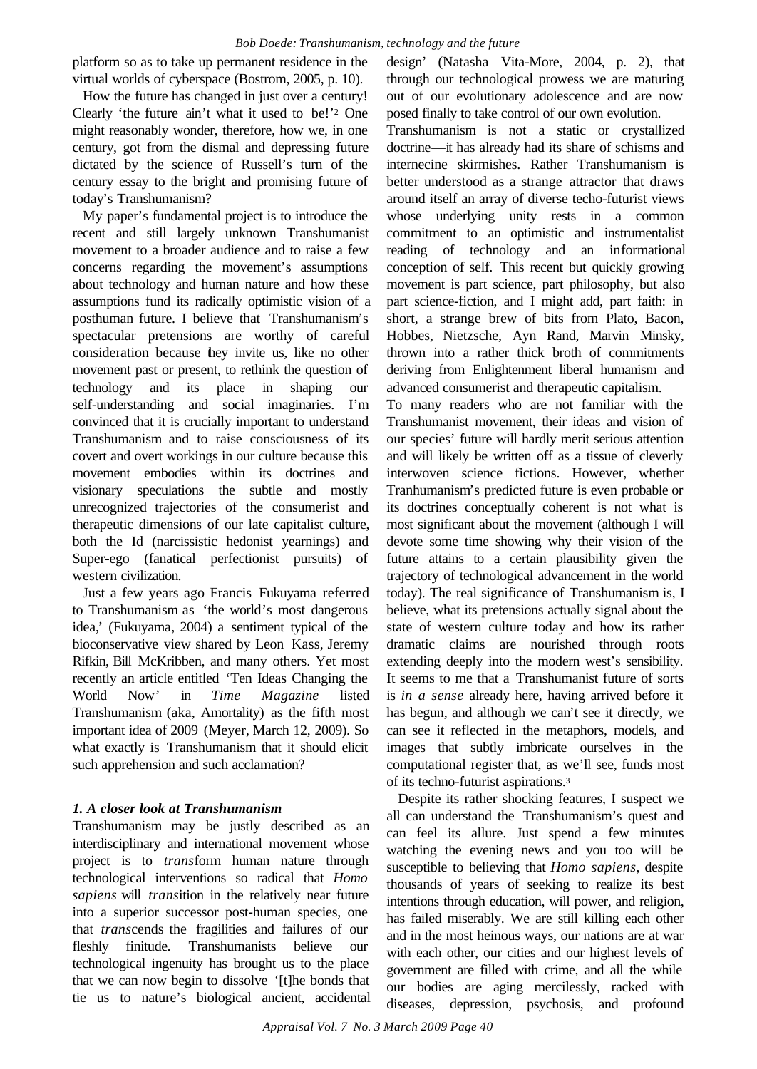platform so as to take up permanent residence in the virtual worlds of cyberspace (Bostrom, 2005, p. 10).

How the future has changed in just over a century! Clearly 'the future ain't what it used to be!'[2] One might reasonably wonder, therefore, how we, in one century, got from the dismal and depressing future dictated by the science of Russell's turn of the century essay to the bright and promising future of today's Transhumanism?

My paper's fundamental project is to introduce the recent and still largely unknown Transhumanist movement to a broader audience and to raise a few concerns regarding the movement's assumptions about technology and human nature and how these assumptions fund its radically optimistic vision of a posthuman future. I believe that Transhumanism's spectacular pretensions are worthy of careful consideration because they invite us, like no other movement past or present, to rethink the question of technology and its place in shaping our self-understanding and social imaginaries. I'm convinced that it is crucially important to understand Transhumanism and to raise consciousness of its covert and overt workings in our culture because this movement embodies within its doctrines and visionary speculations the subtle and mostly unrecognized trajectories of the consumerist and therapeutic dimensions of our late capitalist culture, both the Id (narcissistic hedonist yearnings) and Super-ego (fanatical perfectionist pursuits) of western civilization.

Just a few years ago Francis Fukuyama referred to Transhumanism as 'the world's most dangerous idea,' (Fukuyama, 2004) a sentiment typical of the bioconservative view shared by Leon Kass, Jeremy Rifkin, Bill McKribben, and many others. Yet most recently an article entitled 'Ten Ideas Changing the World Now' in *Time Magazine* listed Transhumanism (aka, Amortality) as the fifth most important idea of 2009 (Meyer, March 12, 2009). So what exactly is Transhumanism that it should elicit such apprehension and such acclamation?

### *1. A closer look at Transhumanism*

Transhumanism may be justly described as an interdisciplinary and international movement whose project is to *trans*form human nature through technological interventions so radical that *Homo sapiens* will *trans*ition in the relatively near future into a superior successor post-human species, one that *trans*cends the fragilities and failures of our fleshly finitude. Transhumanists believe our technological ingenuity has brought us to the place that we can now begin to dissolve '[t]he bonds that tie us to nature's biological ancient, accidental design' (Natasha Vita-More, 2004, p. 2), that through our technological prowess we are maturing out of our evolutionary adolescence and are now posed finally to take control of our own evolution.

Transhumanism is not a static or crystallized doctrine—it has already had its share of schisms and internecine skirmishes. Rather Transhumanism is better understood as a strange attractor that draws around itself an array of diverse techo-futurist views whose underlying unity rests in a common commitment to an optimistic and instrumentalist reading of technology and an informational conception of self. This recent but quickly growing movement is part science, part philosophy, but also part science-fiction, and I might add, part faith: in short, a strange brew of bits from Plato, Bacon, Hobbes, Nietzsche, Ayn Rand, Marvin Minsky, thrown into a rather thick broth of commitments deriving from Enlightenment liberal humanism and advanced consumerist and therapeutic capitalism.

To many readers who are not familiar with the Transhumanist movement, their ideas and vision of our species' future will hardly merit serious attention and will likely be written off as a tissue of cleverly interwoven science fictions. However, whether Tranhumanism's predicted future is even probable or its doctrines conceptually coherent is not what is most significant about the movement (although I will devote some time showing why their vision of the future attains to a certain plausibility given the trajectory of technological advancement in the world today). The real significance of Transhumanism is, I believe, what its pretensions actually signal about the state of western culture today and how its rather dramatic claims are nourished through roots extending deeply into the modern west's sensibility. It seems to me that a Transhumanist future of sorts is *in a sense* already here, having arrived before it has begun, and although we can't see it directly, we can see it reflected in the metaphors, models, and images that subtly imbricate ourselves in the computational register that, as we'll see, funds most of its techno-futurist aspirations.[3]

Despite its rather shocking features, I suspect we all can understand the Transhumanism's quest and can feel its allure. Just spend a few minutes watching the evening news and you too will be susceptible to believing that *Homo sapiens*, despite thousands of years of seeking to realize its best intentions through education, will power, and religion, has failed miserably. We are still killing each other and in the most heinous ways, our nations are at war with each other, our cities and our highest levels of government are filled with crime, and all the while our bodies are aging mercilessly, racked with diseases, depression, psychosis, and profound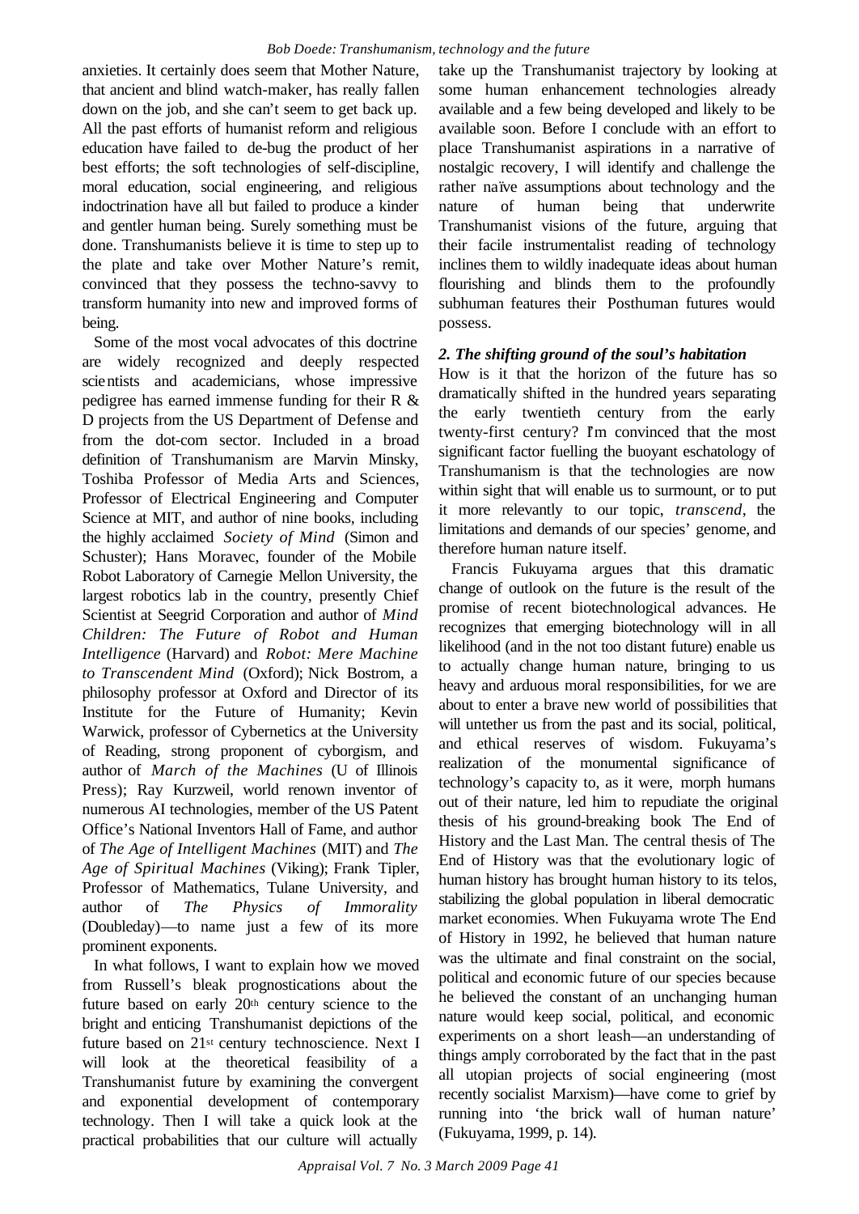anxieties. It certainly does seem that Mother Nature, that ancient and blind watch-maker, has really fallen down on the job, and she can't seem to get back up. All the past efforts of humanist reform and religious education have failed to de-bug the product of her best efforts; the soft technologies of self-discipline, moral education, social engineering, and religious indoctrination have all but failed to produce a kinder and gentler human being. Surely something must be done. Transhumanists believe it is time to step up to the plate and take over Mother Nature's remit, convinced that they possess the techno-savvy to transform humanity into new and improved forms of being.

Some of the most vocal advocates of this doctrine are widely recognized and deeply respected scientists and academicians, whose impressive pedigree has earned immense funding for their R & D projects from the US Department of Defense and from the dot-com sector. Included in a broad definition of Transhumanism are Marvin Minsky, Toshiba Professor of Media Arts and Sciences, Professor of Electrical Engineering and Computer Science at MIT, and author of nine books, including the highly acclaimed *Society of Mind* (Simon and Schuster); Hans Moravec, founder of the Mobile Robot Laboratory of Carnegie Mellon University, the largest robotics lab in the country, presently Chief Scientist at Seegrid Corporation and author of *Mind Children: The Future of Robot and Human Intelligence* (Harvard) and *Robot: Mere Machine to Transcendent Mind* (Oxford); Nick Bostrom, a philosophy professor at Oxford and Director of its Institute for the Future of Humanity; Kevin Warwick, professor of Cybernetics at the University of Reading, strong proponent of cyborgism, and author of *March of the Machines* (U of Illinois Press); Ray Kurzweil, world renown inventor of numerous AI technologies, member of the US Patent Office's National Inventors Hall of Fame, and author of *The Age of Intelligent Machines* (MIT) and *The Age of Spiritual Machines* (Viking); Frank Tipler, Professor of Mathematics, Tulane University, and author of *The Physics of Immorality* (Doubleday)—to name just a few of its more prominent exponents.

In what follows, I want to explain how we moved from Russell's bleak prognostications about the future based on early 20th century science to the bright and enticing Transhumanist depictions of the future based on 21st century technoscience. Next I will look at the theoretical feasibility of a Transhumanist future by examining the convergent and exponential development of contemporary technology. Then I will take a quick look at the practical probabilities that our culture will actually take up the Transhumanist trajectory by looking at some human enhancement technologies already available and a few being developed and likely to be available soon. Before I conclude with an effort to place Transhumanist aspirations in a narrative of nostalgic recovery, I will identify and challenge the rather naïve assumptions about technology and the nature of human being that underwrite Transhumanist visions of the future, arguing that their facile instrumentalist reading of technology inclines them to wildly inadequate ideas about human flourishing and blinds them to the profoundly subhuman features their Posthuman futures would possess.

### *2. The shifting ground of the soul's habitation*

How is it that the horizon of the future has so dramatically shifted in the hundred years separating the early twentieth century from the early twenty-first century? I'm convinced that the most significant factor fuelling the buoyant eschatology of Transhumanism is that the technologies are now within sight that will enable us to surmount, or to put it more relevantly to our topic, *transcend*, the limitations and demands of our species' genome, and therefore human nature itself.

Francis Fukuyama argues that this dramatic change of outlook on the future is the result of the promise of recent biotechnological advances. He recognizes that emerging biotechnology will in all likelihood (and in the not too distant future) enable us to actually change human nature, bringing to us heavy and arduous moral responsibilities, for we are about to enter a brave new world of possibilities that will untether us from the past and its social, political, and ethical reserves of wisdom. Fukuyama's realization of the monumental significance of technology's capacity to, as it were, morph humans out of their nature, led him to repudiate the original thesis of his ground-breaking book The End of History and the Last Man. The central thesis of The End of History was that the evolutionary logic of human history has brought human history to its telos, stabilizing the global population in liberal democratic market economies. When Fukuyama wrote The End of History in 1992, he believed that human nature was the ultimate and final constraint on the social, political and economic future of our species because he believed the constant of an unchanging human nature would keep social, political, and economic experiments on a short leash—an understanding of things amply corroborated by the fact that in the past all utopian projects of social engineering (most recently socialist Marxism)—have come to grief by running into 'the brick wall of human nature' (Fukuyama, 1999, p. 14).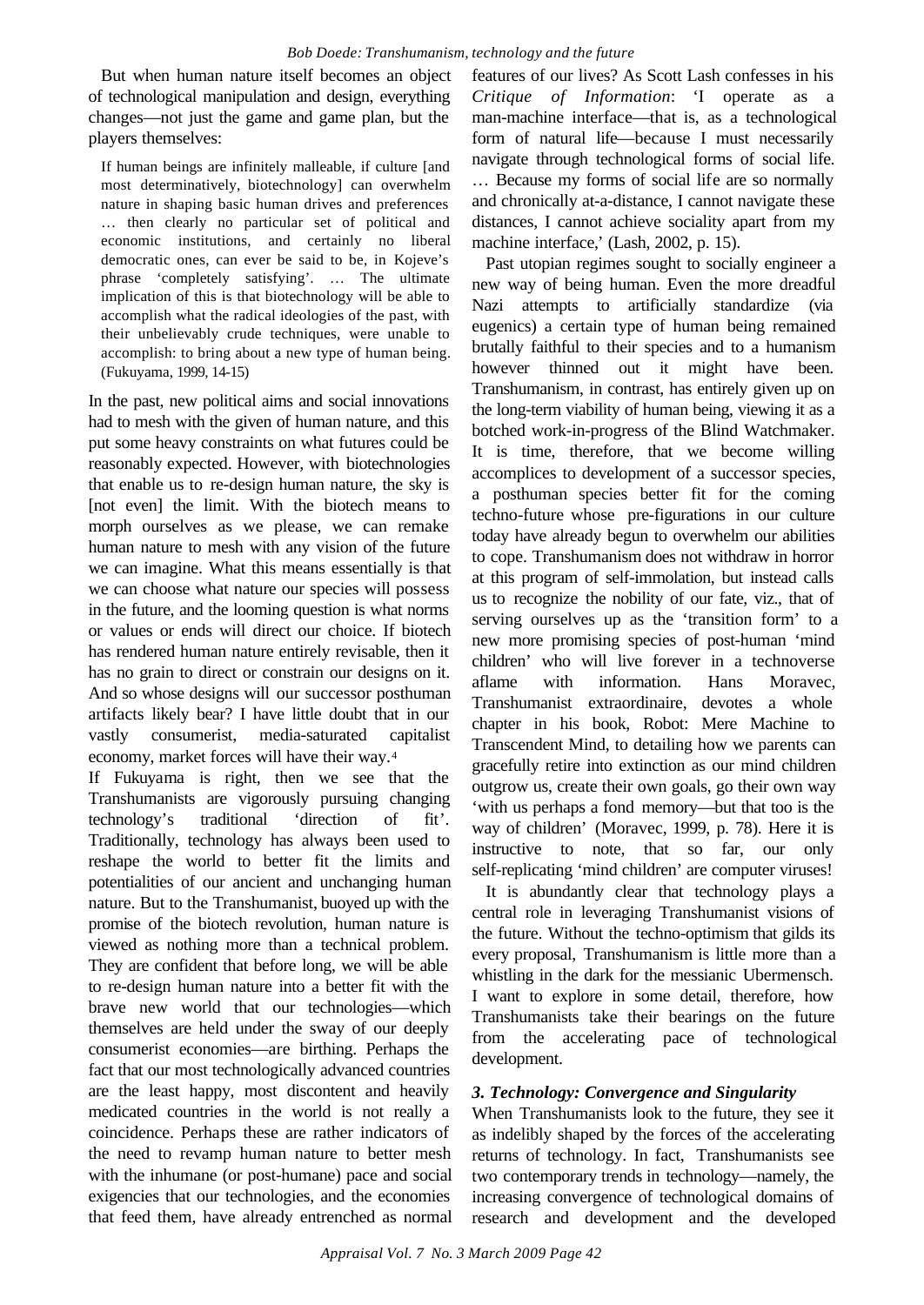But when human nature itself becomes an object of technological manipulation and design, everything changes—not just the game and game plan, but the players themselves:

> If human beings are infinitely malleable, if culture [and most determinatively, biotechnology] can overwhelm nature in shaping basic human drives and preferences … then clearly no particular set of political and economic institutions, and certainly no liberal democratic ones, can ever be said to be, in Kojeve's phrase 'completely satisfying'. … The ultimate implication of this is that biotechnology will be able to accomplish what the radical ideologies of the past, with their unbelievably crude techniques, were unable to accomplish: to bring about a new type of human being. (Fukuyama, 1999, 14-15)

In the past, new political aims and social innovations had to mesh with the given of human nature, and this put some heavy constraints on what futures could be reasonably expected. However, with biotechnologies that enable us to re-design human nature, the sky is [not even] the limit. With the biotech means to morph ourselves as we please, we can remake human nature to mesh with any vision of the future we can imagine. What this means essentially is that we can choose what nature our species will possess in the future, and the looming question is what norms or values or ends will direct our choice. If biotech has rendered human nature entirely revisable, then it has no grain to direct or constrain our designs on it. And so whose designs will our successor posthuman artifacts likely bear? I have little doubt that in our vastly consumerist, media-saturated capitalist economy, market forces will have their way.[4]

If Fukuyama is right, then we see that the Transhumanists are vigorously pursuing changing technology's traditional 'direction of fit'. Traditionally, technology has always been used to reshape the world to better fit the limits and potentialities of our ancient and unchanging human nature. But to the Transhumanist, buoyed up with the promise of the biotech revolution, human nature is viewed as nothing more than a technical problem. They are confident that before long, we will be able to re-design human nature into a better fit with the brave new world that our technologies—which themselves are held under the sway of our deeply consumerist economies—are birthing. Perhaps the fact that our most technologically advanced countries are the least happy, most discontent and heavily medicated countries in the world is not really a coincidence. Perhaps these are rather indicators of the need to revamp human nature to better mesh with the inhumane (or post-humane) pace and social exigencies that our technologies, and the economies that feed them, have already entrenched as normal features of our lives? As Scott Lash confesses in his *Critique of Information*: 'I operate as a man-machine interface—that is, as a technological form of natural life—because I must necessarily navigate through technological forms of social life. … Because my forms of social life are so normally and chronically at-a-distance, I cannot navigate these distances, I cannot achieve sociality apart from my machine interface,' (Lash, 2002, p. 15).

Past utopian regimes sought to socially engineer a new way of being human. Even the more dreadful Nazi attempts to artificially standardize (via eugenics) a certain type of human being remained brutally faithful to their species and to a humanism however thinned out it might have been. Transhumanism, in contrast, has entirely given up on the long-term viability of human being, viewing it as a botched work-in-progress of the Blind Watchmaker. It is time, therefore, that we become willing accomplices to development of a successor species, a posthuman species better fit for the coming techno-future whose pre-figurations in our culture today have already begun to overwhelm our abilities to cope. Transhumanism does not withdraw in horror at this program of self-immolation, but instead calls us to recognize the nobility of our fate, viz., that of serving ourselves up as the 'transition form' to a new more promising species of post-human 'mind children' who will live forever in a technoverse aflame with information. Hans Moravec, Transhumanist extraordinaire, devotes a whole chapter in his book, Robot: Mere Machine to Transcendent Mind, to detailing how we parents can gracefully retire into extinction as our mind children outgrow us, create their own goals, go their own way 'with us perhaps a fond memory—but that too is the way of children' (Moravec, 1999, p. 78). Here it is instructive to note, that so far, our only self-replicating 'mind children' are computer viruses!

It is abundantly clear that technology plays a central role in leveraging Transhumanist visions of the future. Without the techno-optimism that gilds its every proposal, Transhumanism is little more than a whistling in the dark for the messianic Ubermensch. I want to explore in some detail, therefore, how Transhumanists take their bearings on the future from the accelerating pace of technological development.

### *3. Technology: Convergence and Singularity*

When Transhumanists look to the future, they see it as indelibly shaped by the forces of the accelerating returns of technology. In fact, Transhumanists see two contemporary trends in technology—namely, the increasing convergence of technological domains of research and development and the developed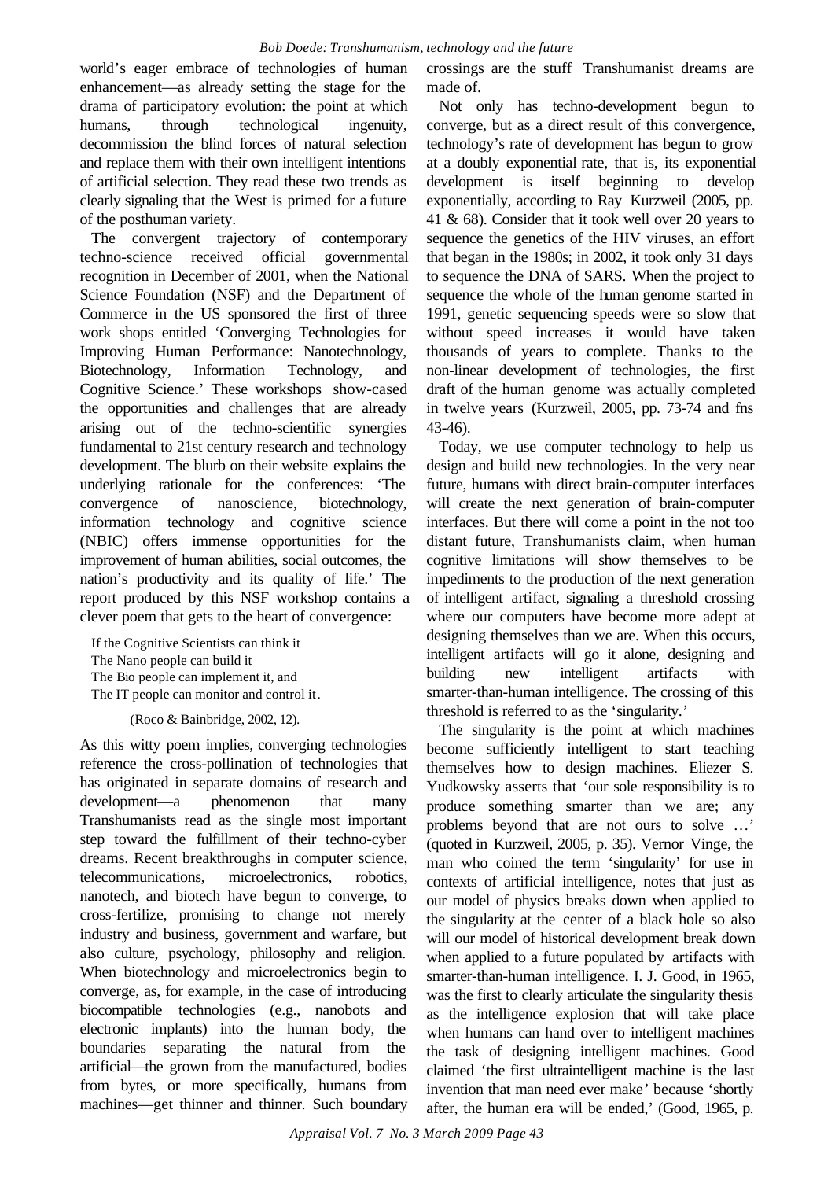world's eager embrace of technologies of human enhancement—as already setting the stage for the drama of participatory evolution: the point at which humans, through technological ingenuity, decommission the blind forces of natural selection and replace them with their own intelligent intentions of artificial selection. They read these two trends as clearly signaling that the West is primed for a future of the posthuman variety.

The convergent trajectory of contemporary techno-science received official governmental recognition in December of 2001, when the National Science Foundation (NSF) and the Department of Commerce in the US sponsored the first of three work shops entitled 'Converging Technologies for Improving Human Performance: Nanotechnology, Biotechnology, Information Technology, and Cognitive Science.' These workshops show-cased the opportunities and challenges that are already arising out of the techno-scientific synergies fundamental to 21st century research and technology development. The blurb on their website explains the underlying rationale for the conferences: 'The convergence of nanoscience, biotechnology, information technology and cognitive science (NBIC) offers immense opportunities for the improvement of human abilities, social outcomes, the nation's productivity and its quality of life.' The report produced by this NSF workshop contains a clever poem that gets to the heart of convergence:

> If the Cognitive Scientists can think it
> The Nano people can build it
> The Bio people can implement it, and
> The IT people can monitor and control it.
>
> (Roco & Bainbridge, 2002, 12).

As this witty poem implies, converging technologies reference the cross-pollination of technologies that has originated in separate domains of research and development—a phenomenon that many Transhumanists read as the single most important step toward the fulfillment of their techno-cyber dreams. Recent breakthroughs in computer science, telecommunications, microelectronics, robotics, nanotech, and biotech have begun to converge, to cross-fertilize, promising to change not merely industry and business, government and warfare, but also culture, psychology, philosophy and religion. When biotechnology and microelectronics begin to converge, as, for example, in the case of introducing biocompatible technologies (e.g., nanobots and electronic implants) into the human body, the boundaries separating the natural from the artificial—the grown from the manufactured, bodies from bytes, or more specifically, humans from machines—get thinner and thinner. Such boundary crossings are the stuff Transhumanist dreams are made of.

Not only has techno-development begun to converge, but as a direct result of this convergence, technology's rate of development has begun to grow at a doubly exponential rate, that is, its exponential development is itself beginning to develop exponentially, according to Ray Kurzweil (2005, pp. 41 & 68). Consider that it took well over 20 years to sequence the genetics of the HIV viruses, an effort that began in the 1980s; in 2002, it took only 31 days to sequence the DNA of SARS. When the project to sequence the whole of the human genome started in 1991, genetic sequencing speeds were so slow that without speed increases it would have taken thousands of years to complete. Thanks to the non-linear development of technologies, the first draft of the human genome was actually completed in twelve years (Kurzweil, 2005, pp. 73-74 and fns 43-46).

Today, we use computer technology to help us design and build new technologies. In the very near future, humans with direct brain-computer interfaces will create the next generation of brain-computer interfaces. But there will come a point in the not too distant future, Transhumanists claim, when human cognitive limitations will show themselves to be impediments to the production of the next generation of intelligent artifact, signaling a threshold crossing where our computers have become more adept at designing themselves than we are. When this occurs, intelligent artifacts will go it alone, designing and building new intelligent artifacts with smarter-than-human intelligence. The crossing of this threshold is referred to as the 'singularity.'

The singularity is the point at which machines become sufficiently intelligent to start teaching themselves how to design machines. Eliezer S. Yudkowsky asserts that 'our sole responsibility is to produce something smarter than we are; any problems beyond that are not ours to solve …' (quoted in Kurzweil, 2005, p. 35). Vernor Vinge, the man who coined the term 'singularity' for use in contexts of artificial intelligence, notes that just as our model of physics breaks down when applied to the singularity at the center of a black hole so also will our model of historical development break down when applied to a future populated by artifacts with smarter-than-human intelligence. I. J. Good, in 1965, was the first to clearly articulate the singularity thesis as the intelligence explosion that will take place when humans can hand over to intelligent machines the task of designing intelligent machines. Good claimed 'the first ultraintelligent machine is the last invention that man need ever make' because 'shortly after, the human era will be ended,' (Good, 1965, p.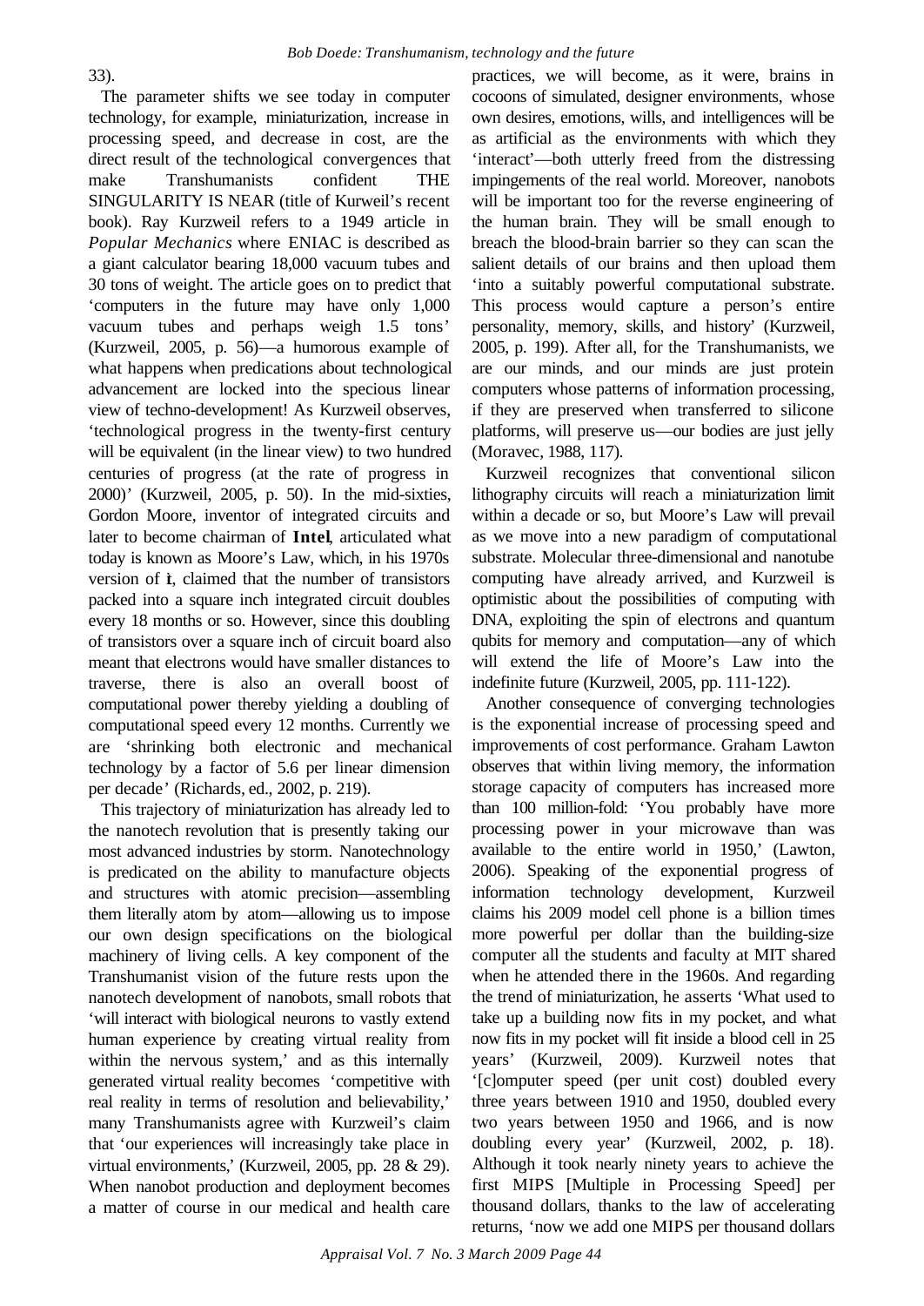33).

The parameter shifts we see today in computer technology, for example, miniaturization, increase in processing speed, and decrease in cost, are the direct result of the technological convergences that make Transhumanists confident THE SINGULARITY IS NEAR (title of Kurweil's recent book). Ray Kurzweil refers to a 1949 article in *Popular Mechanics* where ENIAC is described as a giant calculator bearing 18,000 vacuum tubes and 30 tons of weight. The article goes on to predict that 'computers in the future may have only 1,000 vacuum tubes and perhaps weigh 1.5 tons' (Kurzweil, 2005, p. 56)—a humorous example of what happens when predications about technological advancement are locked into the specious linear view of techno-development! As Kurzweil observes, 'technological progress in the twenty-first century will be equivalent (in the linear view) to two hundred centuries of progress (at the rate of progress in 2000)' (Kurzweil, 2005, p. 50). In the mid-sixties, Gordon Moore, inventor of integrated circuits and later to become chairman of **Intel**, articulated what today is known as Moore's Law, which, in his 1970s version of it, claimed that the number of transistors packed into a square inch integrated circuit doubles every 18 months or so. However, since this doubling of transistors over a square inch of circuit board also meant that electrons would have smaller distances to traverse, there is also an overall boost of computational power thereby yielding a doubling of computational speed every 12 months. Currently we are 'shrinking both electronic and mechanical technology by a factor of 5.6 per linear dimension per decade' (Richards, ed., 2002, p. 219).

This trajectory of miniaturization has already led to the nanotech revolution that is presently taking our most advanced industries by storm. Nanotechnology is predicated on the ability to manufacture objects and structures with atomic precision—assembling them literally atom by atom—allowing us to impose our own design specifications on the biological machinery of living cells. A key component of the Transhumanist vision of the future rests upon the nanotech development of nanobots, small robots that 'will interact with biological neurons to vastly extend human experience by creating virtual reality from within the nervous system,' and as this internally generated virtual reality becomes 'competitive with real reality in terms of resolution and believability,' many Transhumanists agree with Kurzweil's claim that 'our experiences will increasingly take place in virtual environments,' (Kurzweil, 2005, pp. 28 & 29). When nanobot production and deployment becomes a matter of course in our medical and health care practices, we will become, as it were, brains in cocoons of simulated, designer environments, whose own desires, emotions, wills, and intelligences will be as artificial as the environments with which they 'interact'—both utterly freed from the distressing impingements of the real world. Moreover, nanobots will be important too for the reverse engineering of the human brain. They will be small enough to breach the blood-brain barrier so they can scan the salient details of our brains and then upload them 'into a suitably powerful computational substrate. This process would capture a person's entire personality, memory, skills, and history' (Kurzweil, 2005, p. 199). After all, for the Transhumanists, we are our minds, and our minds are just protein computers whose patterns of information processing, if they are preserved when transferred to silicone platforms, will preserve us—our bodies are just jelly (Moravec, 1988, 117).

Kurzweil recognizes that conventional silicon lithography circuits will reach a miniaturization limit within a decade or so, but Moore's Law will prevail as we move into a new paradigm of computational substrate. Molecular three-dimensional and nanotube computing have already arrived, and Kurzweil is optimistic about the possibilities of computing with DNA, exploiting the spin of electrons and quantum qubits for memory and computation—any of which will extend the life of Moore's Law into the indefinite future (Kurzweil, 2005, pp. 111-122).

Another consequence of converging technologies is the exponential increase of processing speed and improvements of cost performance. Graham Lawton observes that within living memory, the information storage capacity of computers has increased more than 100 million-fold: 'You probably have more processing power in your microwave than was available to the entire world in 1950,' (Lawton, 2006). Speaking of the exponential progress of information technology development, Kurzweil claims his 2009 model cell phone is a billion times more powerful per dollar than the building-size computer all the students and faculty at MIT shared when he attended there in the 1960s. And regarding the trend of miniaturization, he asserts 'What used to take up a building now fits in my pocket, and what now fits in my pocket will fit inside a blood cell in 25 years' (Kurzweil, 2009). Kurzweil notes that '[c]omputer speed (per unit cost) doubled every three years between 1910 and 1950, doubled every two years between 1950 and 1966, and is now doubling every year' (Kurzweil, 2002, p. 18). Although it took nearly ninety years to achieve the first MIPS [Multiple in Processing Speed] per thousand dollars, thanks to the law of accelerating returns, 'now we add one MIPS per thousand dollars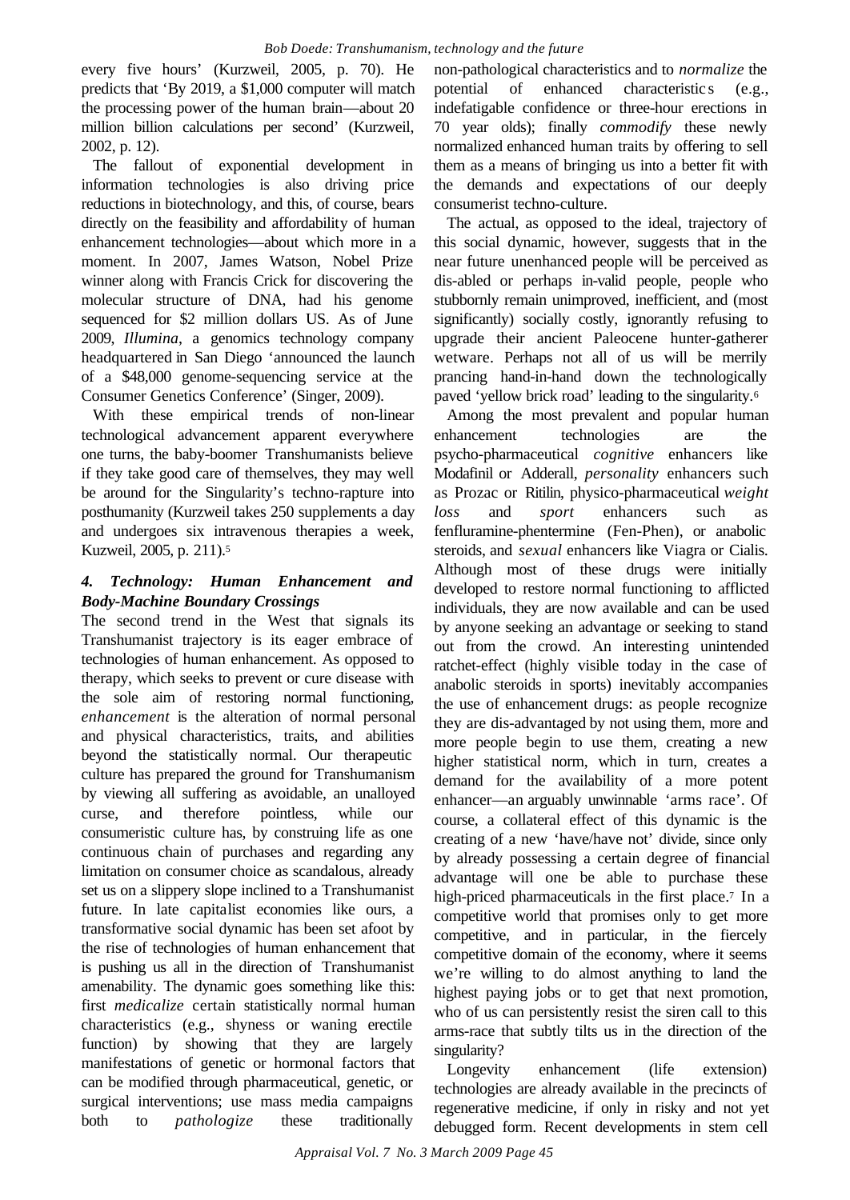every five hours' (Kurzweil, 2005, p. 70). He predicts that 'By 2019, a $1,000 computer will match the processing power of the human brain—about 20 million billion calculations per second' (Kurzweil, 2002, p. 12).

The fallout of exponential development in information technologies is also driving price reductions in biotechnology, and this, of course, bears directly on the feasibility and affordability of human enhancement technologies—about which more in a moment. In 2007, James Watson, Nobel Prize winner along with Francis Crick for discovering the molecular structure of DNA, had his genome sequenced for $2 million dollars US. As of June 2009, *Illumina*, a genomics technology company headquartered in San Diego 'announced the launch of a $48,000 genome-sequencing service at the Consumer Genetics Conference' (Singer, 2009).

With these empirical trends of non-linear technological advancement apparent everywhere one turns, the baby-boomer Transhumanists believe if they take good care of themselves, they may well be around for the Singularity's techno-rapture into posthumanity (Kurzweil takes 250 supplements a day and undergoes six intravenous therapies a week, Kuzweil, 2005, p. 211).[5]

### *4. Technology: Human Enhancement and Body-Machine Boundary Crossings*

The second trend in the West that signals its Transhumanist trajectory is its eager embrace of technologies of human enhancement. As opposed to therapy, which seeks to prevent or cure disease with the sole aim of restoring normal functioning, *enhancement* is the alteration of normal personal and physical characteristics, traits, and abilities beyond the statistically normal. Our therapeutic culture has prepared the ground for Transhumanism by viewing all suffering as avoidable, an unalloyed curse, and therefore pointless, while our consumeristic culture has, by construing life as one continuous chain of purchases and regarding any limitation on consumer choice as scandalous, already set us on a slippery slope inclined to a Transhumanist future. In late capitalist economies like ours, a transformative social dynamic has been set afoot by the rise of technologies of human enhancement that is pushing us all in the direction of Transhumanist amenability. The dynamic goes something like this: first *medicalize* certain statistically normal human characteristics (e.g., shyness or waning erectile function) by showing that they are largely manifestations of genetic or hormonal factors that can be modified through pharmaceutical, genetic, or surgical interventions; use mass media campaigns both to *pathologize* these traditionally non-pathological characteristics and to *normalize* the potential of enhanced characteristics (e.g., indefatigable confidence or three-hour erections in 70 year olds); finally *commodify* these newly normalized enhanced human traits by offering to sell them as a means of bringing us into a better fit with the demands and expectations of our deeply consumerist techno-culture.

The actual, as opposed to the ideal, trajectory of this social dynamic, however, suggests that in the near future unenhanced people will be perceived as dis-abled or perhaps in-valid people, people who stubbornly remain unimproved, inefficient, and (most significantly) socially costly, ignorantly refusing to upgrade their ancient Paleocene hunter-gatherer wetware. Perhaps not all of us will be merrily prancing hand-in-hand down the technologically paved 'yellow brick road' leading to the singularity.[6]

Among the most prevalent and popular human enhancement technologies are the psycho-pharmaceutical *cognitive* enhancers like Modafinil or Adderall, *personality* enhancers such as Prozac or Ritilin, physico-pharmaceutical *weight loss* and *sport* enhancers such as fenfluramine-phentermine (Fen-Phen), or anabolic steroids, and *sexual* enhancers like Viagra or Cialis. Although most of these drugs were initially developed to restore normal functioning to afflicted individuals, they are now available and can be used by anyone seeking an advantage or seeking to stand out from the crowd. An interesting unintended ratchet-effect (highly visible today in the case of anabolic steroids in sports) inevitably accompanies the use of enhancement drugs: as people recognize they are dis-advantaged by not using them, more and more people begin to use them, creating a new higher statistical norm, which in turn, creates a demand for the availability of a more potent enhancer—an arguably unwinnable 'arms race'. Of course, a collateral effect of this dynamic is the creating of a new 'have/have not' divide, since only by already possessing a certain degree of financial advantage will one be able to purchase these high-priced pharmaceuticals in the first place.[7] In a competitive world that promises only to get more competitive, and in particular, in the fiercely competitive domain of the economy, where it seems we're willing to do almost anything to land the highest paying jobs or to get that next promotion, who of us can persistently resist the siren call to this arms-race that subtly tilts us in the direction of the singularity?

Longevity enhancement (life extension) technologies are already available in the precincts of regenerative medicine, if only in risky and not yet debugged form. Recent developments in stem cell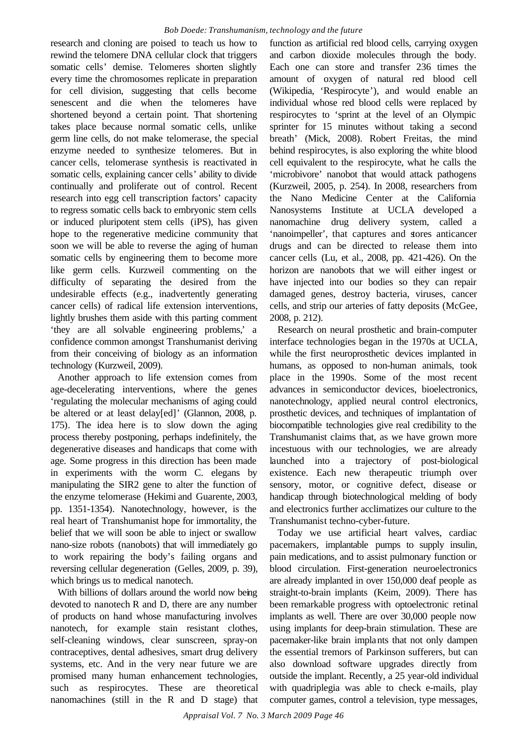research and cloning are poised to teach us how to rewind the telomere DNA cellular clock that triggers somatic cells' demise. Telomeres shorten slightly every time the chromosomes replicate in preparation for cell division, suggesting that cells become senescent and die when the telomeres have shortened beyond a certain point. That shortening takes place because normal somatic cells, unlike germ line cells, do not make telomerase, the special enzyme needed to synthesize telomeres. But in cancer cells, telomerase synthesis is reactivated in somatic cells, explaining cancer cells' ability to divide continually and proliferate out of control. Recent research into egg cell transcription factors' capacity to regress somatic cells back to embryonic stem cells or induced pluripotent stem cells (iPS), has given hope to the regenerative medicine community that soon we will be able to reverse the aging of human somatic cells by engineering them to become more like germ cells. Kurzweil commenting on the difficulty of separating the desired from the undesirable effects (e.g., inadvertently generating cancer cells) of radical life extension interventions, lightly brushes them aside with this parting comment 'they are all solvable engineering problems,' a confidence common amongst Transhumanist deriving from their conceiving of biology as an information technology (Kurzweil, 2009).

Another approach to life extension comes from age-decelerating interventions, where the genes 'regulating the molecular mechanisms of aging could be altered or at least delay[ed]' (Glannon, 2008, p. 175). The idea here is to slow down the aging process thereby postponing, perhaps indefinitely, the degenerative diseases and handicaps that come with age. Some progress in this direction has been made in experiments with the worm C. elegans by manipulating the SIR2 gene to alter the function of the enzyme telomerase (Hekimi and Guarente, 2003, pp. 1351-1354). Nanotechnology, however, is the real heart of Transhumanist hope for immortality, the belief that we will soon be able to inject or swallow nano-size robots (nanobots) that will immediately go to work repairing the body's failing organs and reversing cellular degeneration (Gelles, 2009, p. 39), which brings us to medical nanotech.

With billions of dollars around the world now being devoted to nanotech R and D, there are any number of products on hand whose manufacturing involves nanotech, for example stain resistant clothes, self-cleaning windows, clear sunscreen, spray-on contraceptives, dental adhesives, smart drug delivery systems, etc. And in the very near future we are promised many human enhancement technologies, such as respirocytes. These are theoretical nanomachines (still in the R and D stage) that function as artificial red blood cells, carrying oxygen and carbon dioxide molecules through the body. Each one can store and transfer 236 times the amount of oxygen of natural red blood cell (Wikipedia, 'Respirocyte'), and would enable an individual whose red blood cells were replaced by respirocytes to 'sprint at the level of an Olympic sprinter for 15 minutes without taking a second breath' (Mick, 2008). Robert Freitas, the mind behind respirocytes, is also exploring the white blood cell equivalent to the respirocyte, what he calls the 'microbivore' nanobot that would attack pathogens (Kurzweil, 2005, p. 254). In 2008, researchers from the Nano Medicine Center at the California Nanosystems Institute at UCLA developed a nanomachine drug delivery system, called a 'nanoimpeller', that captures and stores anticancer drugs and can be directed to release them into cancer cells (Lu, et al., 2008, pp. 421-426). On the horizon are nanobots that we will either ingest or have injected into our bodies so they can repair damaged genes, destroy bacteria, viruses, cancer cells, and strip our arteries of fatty deposits (McGee, 2008, p. 212).

Research on neural prosthetic and brain-computer interface technologies began in the 1970s at UCLA, while the first neuroprosthetic devices implanted in humans, as opposed to non-human animals, took place in the 1990s. Some of the most recent advances in semiconductor devices, bioelectronics, nanotechnology, applied neural control electronics, prosthetic devices, and techniques of implantation of biocompatible technologies give real credibility to the Transhumanist claims that, as we have grown more incestuous with our technologies, we are already launched into a trajectory of post-biological existence. Each new therapeutic triumph over sensory, motor, or cognitive defect, disease or handicap through biotechnological melding of body and electronics further acclimatizes our culture to the Transhumanist techno-cyber-future.

Today we use artificial heart valves, cardiac pacemakers, implantable pumps to supply insulin, pain medications, and to assist pulmonary function or blood circulation. First-generation neuroelectronics are already implanted in over 150,000 deaf people as straight-to-brain implants (Keim, 2009). There has been remarkable progress with optoelectronic retinal implants as well. There are over 30,000 people now using implants for deep-brain stimulation. These are pacemaker-like brain implants that not only dampen the essential tremors of Parkinson sufferers, but can also download software upgrades directly from outside the implant. Recently, a 25 year-old individual with quadriplegia was able to check e-mails, play computer games, control a television, type messages,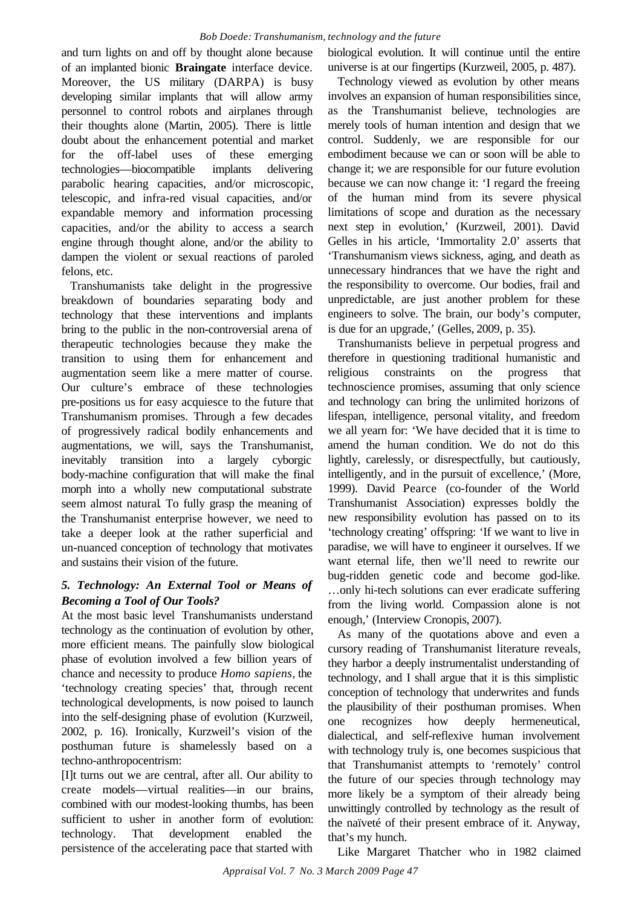and turn lights on and off by thought alone because of an implanted bionic **Braingate** interface device. Moreover, the US military (DARPA) is busy developing similar implants that will allow army personnel to control robots and airplanes through their thoughts alone (Martin, 2005). There is little doubt about the enhancement potential and market for the off-label uses of these emerging technologies—biocompatible implants delivering parabolic hearing capacities, and/or microscopic, telescopic, and infra-red visual capacities, and/or expandable memory and information processing capacities, and/or the ability to access a search engine through thought alone, and/or the ability to dampen the violent or sexual reactions of paroled felons, etc.

Transhumanists take delight in the progressive breakdown of boundaries separating body and technology that these interventions and implants bring to the public in the non-controversial arena of therapeutic technologies because they make the transition to using them for enhancement and augmentation seem like a mere matter of course. Our culture's embrace of these technologies pre-positions us for easy acquiesce to the future that Transhumanism promises. Through a few decades of progressively radical bodily enhancements and augmentations, we will, says the Transhumanist, inevitably transition into a largely cyborgic body-machine configuration that will make the final morph into a wholly new computational substrate seem almost natural. To fully grasp the meaning of the Transhumanist enterprise however, we need to take a deeper look at the rather superficial and un-nuanced conception of technology that motivates and sustains their vision of the future.

### *5. Technology: An External Tool or Means of Becoming a Tool of Our Tools?*

At the most basic level Transhumanists understand technology as the continuation of evolution by other, more efficient means. The painfully slow biological phase of evolution involved a few billion years of chance and necessity to produce *Homo sapiens*, the 'technology creating species' that, through recent technological developments, is now poised to launch into the self-designing phase of evolution (Kurzweil, 2002, p. 16). Ironically, Kurzweil's vision of the posthuman future is shamelessly based on a techno-anthropocentrism:

[I]t turns out we are central, after all. Our ability to create models—virtual realities—in our brains, combined with our modest-looking thumbs, has been sufficient to usher in another form of evolution: technology. That development enabled the persistence of the accelerating pace that started with biological evolution. It will continue until the entire universe is at our fingertips (Kurzweil, 2005, p. 487).

Technology viewed as evolution by other means involves an expansion of human responsibilities since, as the Transhumanist believe, technologies are merely tools of human intention and design that we control. Suddenly, we are responsible for our embodiment because we can or soon will be able to change it; we are responsible for our future evolution because we can now change it: 'I regard the freeing of the human mind from its severe physical limitations of scope and duration as the necessary next step in evolution,' (Kurzweil, 2001). David Gelles in his article, 'Immortality 2.0' asserts that 'Transhumanism views sickness, aging, and death as unnecessary hindrances that we have the right and the responsibility to overcome. Our bodies, frail and unpredictable, are just another problem for these engineers to solve. The brain, our body's computer, is due for an upgrade,' (Gelles, 2009, p. 35).

Transhumanists believe in perpetual progress and therefore in questioning traditional humanistic and religious constraints on the progress that technoscience promises, assuming that only science and technology can bring the unlimited horizons of lifespan, intelligence, personal vitality, and freedom we all yearn for: 'We have decided that it is time to amend the human condition. We do not do this lightly, carelessly, or disrespectfully, but cautiously, intelligently, and in the pursuit of excellence,' (More, 1999). David Pearce (co-founder of the World Transhumanist Association) expresses boldly the new responsibility evolution has passed on to its 'technology creating' offspring: 'If we want to live in paradise, we will have to engineer it ourselves. If we want eternal life, then we'll need to rewrite our bug-ridden genetic code and become god-like. …only hi-tech solutions can ever eradicate suffering from the living world. Compassion alone is not enough,' (Interview Cronopis, 2007).

As many of the quotations above and even a cursory reading of Transhumanist literature reveals, they harbor a deeply instrumentalist understanding of technology, and I shall argue that it is this simplistic conception of technology that underwrites and funds the plausibility of their posthuman promises. When one recognizes how deeply hermeneutical, dialectical, and self-reflexive human involvement with technology truly is, one becomes suspicious that that Transhumanist attempts to 'remotely' control the future of our species through technology may more likely be a symptom of their already being unwittingly controlled by technology as the result of the naïveté of their present embrace of it. Anyway, that's my hunch.

Like Margaret Thatcher who in 1982 claimed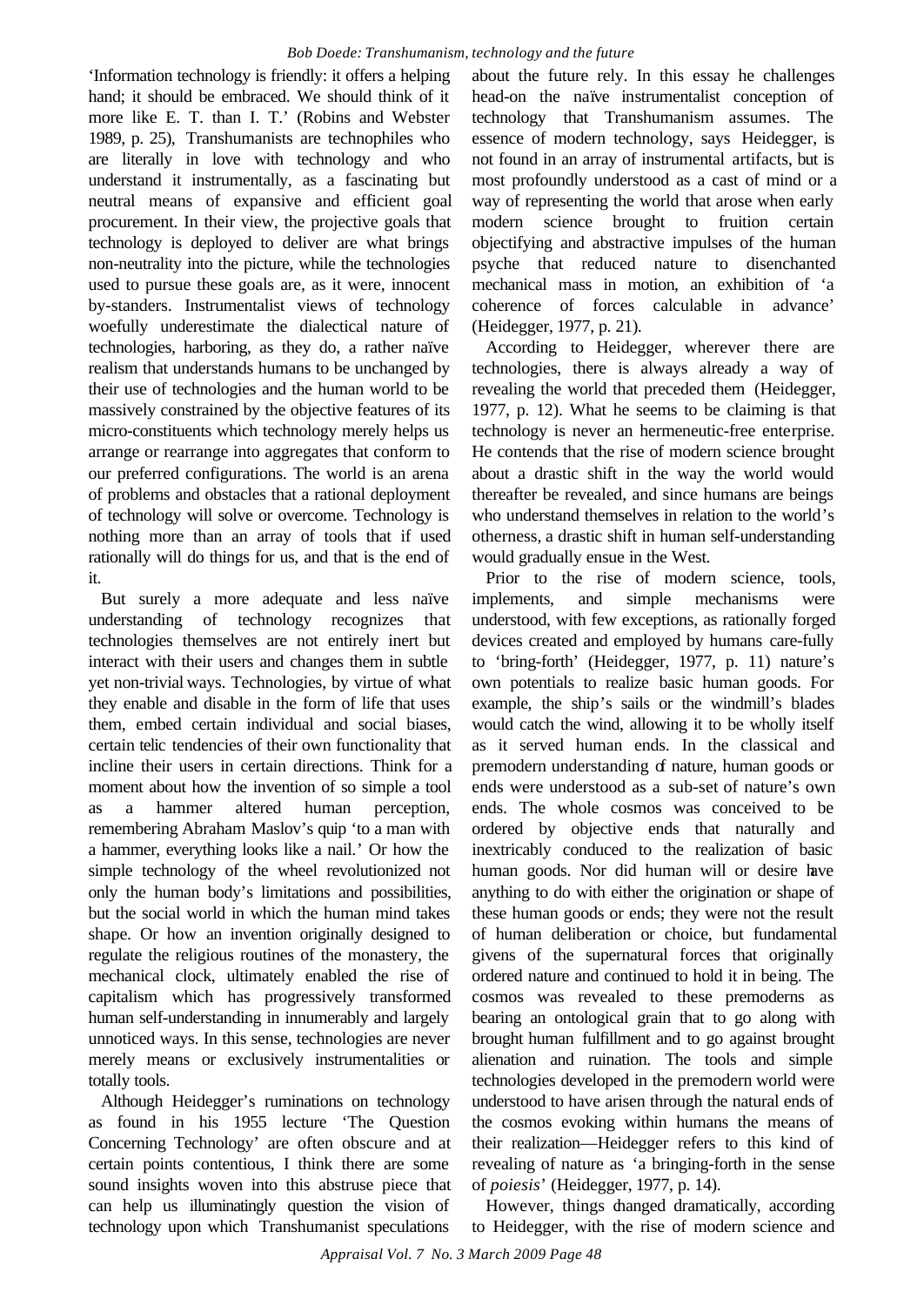'Information technology is friendly: it offers a helping hand; it should be embraced. We should think of it more like E. T. than I. T.' (Robins and Webster 1989, p. 25), Transhumanists are technophiles who are literally in love with technology and who understand it instrumentally, as a fascinating but neutral means of expansive and efficient goal procurement. In their view, the projective goals that technology is deployed to deliver are what brings non-neutrality into the picture, while the technologies used to pursue these goals are, as it were, innocent by-standers. Instrumentalist views of technology woefully underestimate the dialectical nature of technologies, harboring, as they do, a rather naïve realism that understands humans to be unchanged by their use of technologies and the human world to be massively constrained by the objective features of its micro-constituents which technology merely helps us arrange or rearrange into aggregates that conform to our preferred configurations. The world is an arena of problems and obstacles that a rational deployment of technology will solve or overcome. Technology is nothing more than an array of tools that if used rationally will do things for us, and that is the end of it.

But surely a more adequate and less naïve understanding of technology recognizes that technologies themselves are not entirely inert but interact with their users and changes them in subtle yet non-trivial ways. Technologies, by virtue of what they enable and disable in the form of life that uses them, embed certain individual and social biases, certain telic tendencies of their own functionality that incline their users in certain directions. Think for a moment about how the invention of so simple a tool as a hammer altered human perception, remembering Abraham Maslov's quip 'to a man with a hammer, everything looks like a nail.' Or how the simple technology of the wheel revolutionized not only the human body's limitations and possibilities, but the social world in which the human mind takes shape. Or how an invention originally designed to regulate the religious routines of the monastery, the mechanical clock, ultimately enabled the rise of capitalism which has progressively transformed human self-understanding in innumerably and largely unnoticed ways. In this sense, technologies are never merely means or exclusively instrumentalities or totally tools.

Although Heidegger's ruminations on technology as found in his 1955 lecture 'The Question Concerning Technology' are often obscure and at certain points contentious, I think there are some sound insights woven into this abstruse piece that can help us illuminatingly question the vision of technology upon which Transhumanist speculations about the future rely. In this essay he challenges head-on the naïve instrumentalist conception of technology that Transhumanism assumes. The essence of modern technology, says Heidegger, is not found in an array of instrumental artifacts, but is most profoundly understood as a cast of mind or a way of representing the world that arose when early modern science brought to fruition certain objectifying and abstractive impulses of the human psyche that reduced nature to disenchanted mechanical mass in motion, an exhibition of 'a coherence of forces calculable in advance' (Heidegger, 1977, p. 21).

According to Heidegger, wherever there are technologies, there is always already a way of revealing the world that preceded them (Heidegger, 1977, p. 12). What he seems to be claiming is that technology is never an hermeneutic-free enterprise. He contends that the rise of modern science brought about a drastic shift in the way the world would thereafter be revealed, and since humans are beings who understand themselves in relation to the world's otherness, a drastic shift in human self-understanding would gradually ensue in the West.

Prior to the rise of modern science, tools, implements, and simple mechanisms were understood, with few exceptions, as rationally forged devices created and employed by humans care-fully to 'bring-forth' (Heidegger, 1977, p. 11) nature's own potentials to realize basic human goods. For example, the ship's sails or the windmill's blades would catch the wind, allowing it to be wholly itself as it served human ends. In the classical and premodern understanding of nature, human goods or ends were understood as a sub-set of nature's own ends. The whole cosmos was conceived to be ordered by objective ends that naturally and inextricably conduced to the realization of basic human goods. Nor did human will or desire have anything to do with either the origination or shape of these human goods or ends; they were not the result of human deliberation or choice, but fundamental givens of the supernatural forces that originally ordered nature and continued to hold it in being. The cosmos was revealed to these premoderns as bearing an ontological grain that to go along with brought human fulfillment and to go against brought alienation and ruination. The tools and simple technologies developed in the premodern world were understood to have arisen through the natural ends of the cosmos evoking within humans the means of their realization—Heidegger refers to this kind of revealing of nature as 'a bringing-forth in the sense of *poiesis*' (Heidegger, 1977, p. 14).

However, things changed dramatically, according to Heidegger, with the rise of modern science and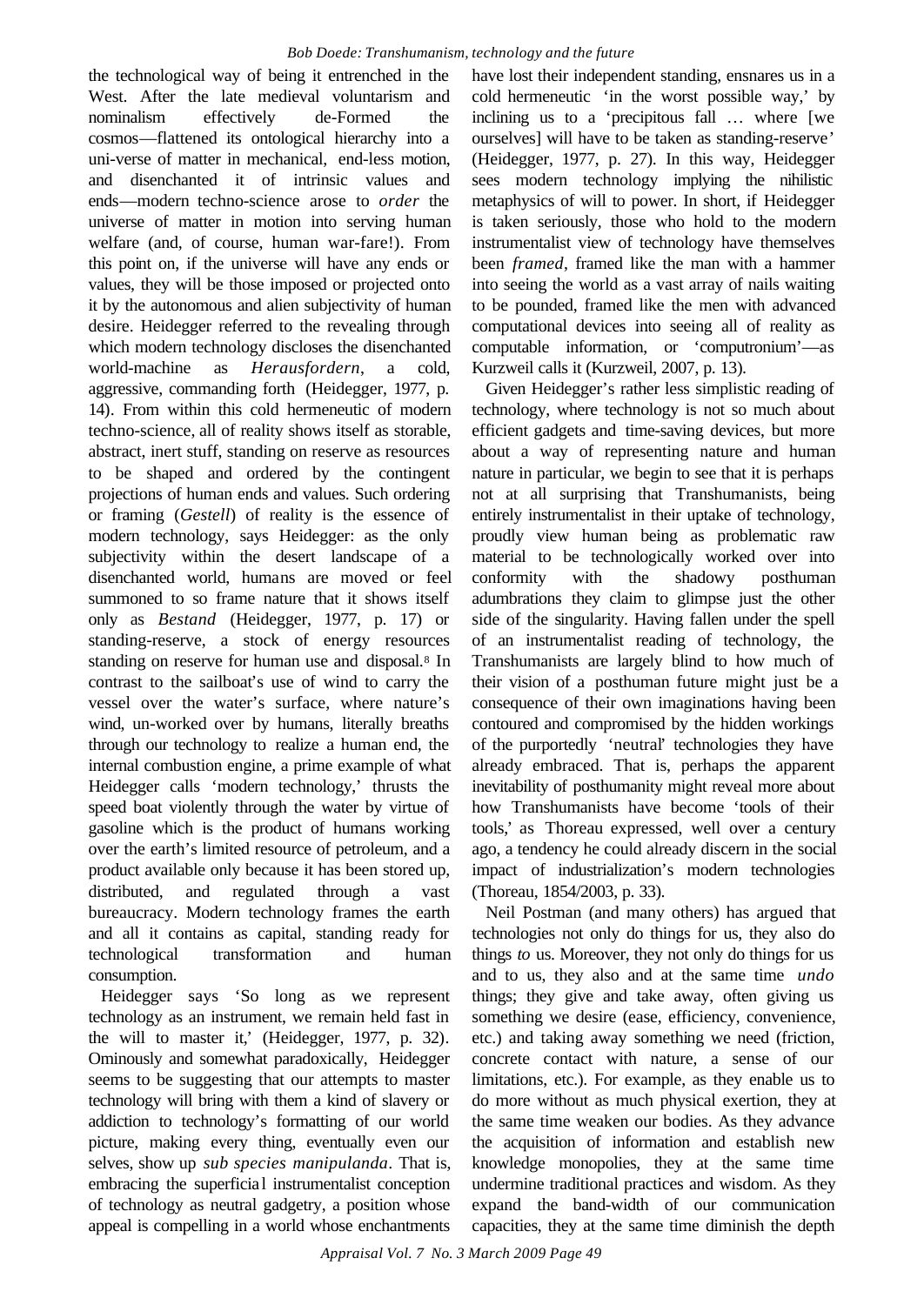the technological way of being it entrenched in the West. After the late medieval voluntarism and nominalism effectively de-Formed the cosmos—flattened its ontological hierarchy into a uni-verse of matter in mechanical, end-less motion, and disenchanted it of intrinsic values and ends—modern techno-science arose to *order* the universe of matter in motion into serving human welfare (and, of course, human war-fare!). From this point on, if the universe will have any ends or values, they will be those imposed or projected onto it by the autonomous and alien subjectivity of human desire. Heidegger referred to the revealing through which modern technology discloses the disenchanted world-machine as *Herausfordern*, a cold, aggressive, commanding forth (Heidegger, 1977, p. 14). From within this cold hermeneutic of modern techno-science, all of reality shows itself as storable, abstract, inert stuff, standing on reserve as resources to be shaped and ordered by the contingent projections of human ends and values. Such ordering or framing (*Gestell*) of reality is the essence of modern technology, says Heidegger: as the only subjectivity within the desert landscape of a disenchanted world, humans are moved or feel summoned to so frame nature that it shows itself only as *Bestand* (Heidegger, 1977, p. 17) or standing-reserve, a stock of energy resources standing on reserve for human use and disposal.[8] In contrast to the sailboat's use of wind to carry the vessel over the water's surface, where nature's wind, un-worked over by humans, literally breaths through our technology to realize a human end, the internal combustion engine, a prime example of what Heidegger calls 'modern technology,' thrusts the speed boat violently through the water by virtue of gasoline which is the product of humans working over the earth's limited resource of petroleum, and a product available only because it has been stored up, distributed, and regulated through a vast bureaucracy. Modern technology frames the earth and all it contains as capital, standing ready for technological transformation and human consumption.

Heidegger says 'So long as we represent technology as an instrument, we remain held fast in the will to master it,' (Heidegger, 1977, p. 32). Ominously and somewhat paradoxically, Heidegger seems to be suggesting that our attempts to master technology will bring with them a kind of slavery or addiction to technology's formatting of our world picture, making every thing, eventually even our selves, show up *sub species manipulanda*. That is, embracing the superficial instrumentalist conception of technology as neutral gadgetry, a position whose appeal is compelling in a world whose enchantments have lost their independent standing, ensnares us in a cold hermeneutic 'in the worst possible way,' by inclining us to a 'precipitous fall … where [we ourselves] will have to be taken as standing-reserve' (Heidegger, 1977, p. 27). In this way, Heidegger sees modern technology implying the nihilistic metaphysics of will to power. In short, if Heidegger is taken seriously, those who hold to the modern instrumentalist view of technology have themselves been *framed*, framed like the man with a hammer into seeing the world as a vast array of nails waiting to be pounded, framed like the men with advanced computational devices into seeing all of reality as computable information, or 'computronium'—as Kurzweil calls it (Kurzweil, 2007, p. 13).

Given Heidegger's rather less simplistic reading of technology, where technology is not so much about efficient gadgets and time-saving devices, but more about a way of representing nature and human nature in particular, we begin to see that it is perhaps not at all surprising that Transhumanists, being entirely instrumentalist in their uptake of technology, proudly view human being as problematic raw material to be technologically worked over into conformity with the shadowy posthuman adumbrations they claim to glimpse just the other side of the singularity. Having fallen under the spell of an instrumentalist reading of technology, the Transhumanists are largely blind to how much of their vision of a posthuman future might just be a consequence of their own imaginations having been contoured and compromised by the hidden workings of the purportedly 'neutral' technologies they have already embraced. That is, perhaps the apparent inevitability of posthumanity might reveal more about how Transhumanists have become 'tools of their tools,' as Thoreau expressed, well over a century ago, a tendency he could already discern in the social impact of industrialization's modern technologies (Thoreau, 1854/2003, p. 33).

Neil Postman (and many others) has argued that technologies not only do things for us, they also do things *to* us. Moreover, they not only do things for us and to us, they also and at the same time *undo* things; they give and take away, often giving us something we desire (ease, efficiency, convenience, etc.) and taking away something we need (friction, concrete contact with nature, a sense of our limitations, etc.). For example, as they enable us to do more without as much physical exertion, they at the same time weaken our bodies. As they advance the acquisition of information and establish new knowledge monopolies, they at the same time undermine traditional practices and wisdom. As they expand the band-width of our communication capacities, they at the same time diminish the depth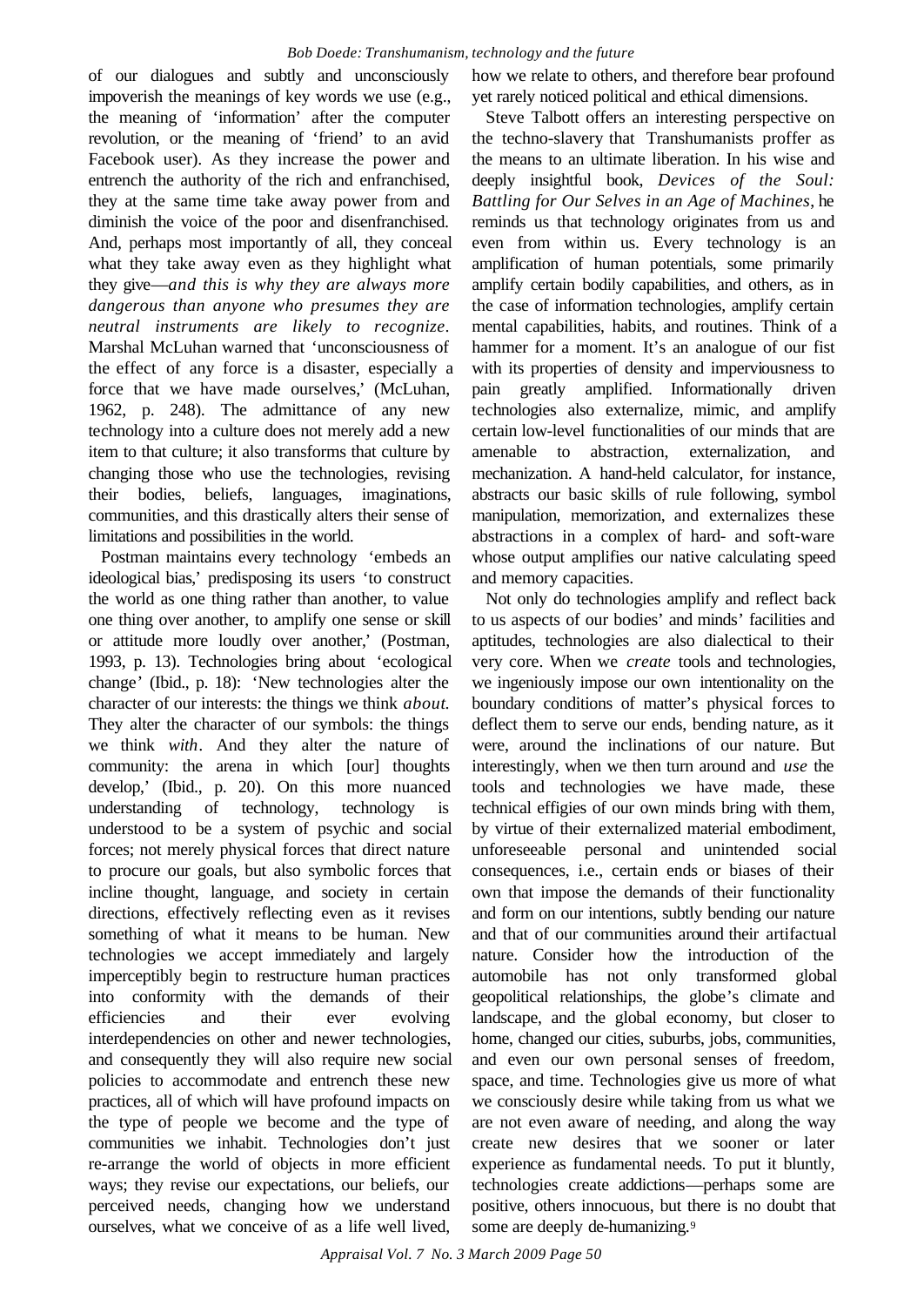of our dialogues and subtly and unconsciously impoverish the meanings of key words we use (e.g., the meaning of 'information' after the computer revolution, or the meaning of 'friend' to an avid Facebook user). As they increase the power and entrench the authority of the rich and enfranchised, they at the same time take away power from and diminish the voice of the poor and disenfranchised. And, perhaps most importantly of all, they conceal what they take away even as they highlight what they give—*and this is why they are always more dangerous than anyone who presumes they are neutral instruments are likely to recognize*. Marshal McLuhan warned that 'unconsciousness of the effect of any force is a disaster, especially a force that we have made ourselves,' (McLuhan, 1962, p. 248). The admittance of any new technology into a culture does not merely add a new item to that culture; it also transforms that culture by changing those who use the technologies, revising their bodies, beliefs, languages, imaginations, communities, and this drastically alters their sense of limitations and possibilities in the world.

Postman maintains every technology 'embeds an ideological bias,' predisposing its users 'to construct the world as one thing rather than another, to value one thing over another, to amplify one sense or skill or attitude more loudly over another,' (Postman, 1993, p. 13). Technologies bring about 'ecological change' (Ibid., p. 18): 'New technologies alter the character of our interests: the things we think *about.* They alter the character of our symbols: the things we think *with*. And they alter the nature of community: the arena in which [our] thoughts develop,' (Ibid., p. 20). On this more nuanced understanding of technology, technology is understood to be a system of psychic and social forces; not merely physical forces that direct nature to procure our goals, but also symbolic forces that incline thought, language, and society in certain directions, effectively reflecting even as it revises something of what it means to be human. New technologies we accept immediately and largely imperceptibly begin to restructure human practices into conformity with the demands of their efficiencies and their ever evolving interdependencies on other and newer technologies, and consequently they will also require new social policies to accommodate and entrench these new practices, all of which will have profound impacts on the type of people we become and the type of communities we inhabit. Technologies don't just re-arrange the world of objects in more efficient ways; they revise our expectations, our beliefs, our perceived needs, changing how we understand ourselves, what we conceive of as a life well lived, how we relate to others, and therefore bear profound yet rarely noticed political and ethical dimensions.

Steve Talbott offers an interesting perspective on the techno-slavery that Transhumanists proffer as the means to an ultimate liberation. In his wise and deeply insightful book, *Devices of the Soul: Battling for Our Selves in an Age of Machines*, he reminds us that technology originates from us and even from within us. Every technology is an amplification of human potentials, some primarily amplify certain bodily capabilities, and others, as in the case of information technologies, amplify certain mental capabilities, habits, and routines. Think of a hammer for a moment. It's an analogue of our fist with its properties of density and imperviousness to pain greatly amplified. Informationally driven technologies also externalize, mimic, and amplify certain low-level functionalities of our minds that are amenable to abstraction, externalization, and mechanization. A hand-held calculator, for instance, abstracts our basic skills of rule following, symbol manipulation, memorization, and externalizes these abstractions in a complex of hard- and soft-ware whose output amplifies our native calculating speed and memory capacities.

Not only do technologies amplify and reflect back to us aspects of our bodies' and minds' facilities and aptitudes, technologies are also dialectical to their very core. When we *create* tools and technologies, we ingeniously impose our own intentionality on the boundary conditions of matter's physical forces to deflect them to serve our ends, bending nature, as it were, around the inclinations of our nature. But interestingly, when we then turn around and *use* the tools and technologies we have made, these technical effigies of our own minds bring with them, by virtue of their externalized material embodiment, unforeseeable personal and unintended social consequences, i.e., certain ends or biases of their own that impose the demands of their functionality and form on our intentions, subtly bending our nature and that of our communities around their artifactual nature. Consider how the introduction of the automobile has not only transformed global geopolitical relationships, the globe's climate and landscape, and the global economy, but closer to home, changed our cities, suburbs, jobs, communities, and even our own personal senses of freedom, space, and time. Technologies give us more of what we consciously desire while taking from us what we are not even aware of needing, and along the way create new desires that we sooner or later experience as fundamental needs. To put it bluntly, technologies create addictions—perhaps some are positive, others innocuous, but there is no doubt that some are deeply de-humanizing.[9]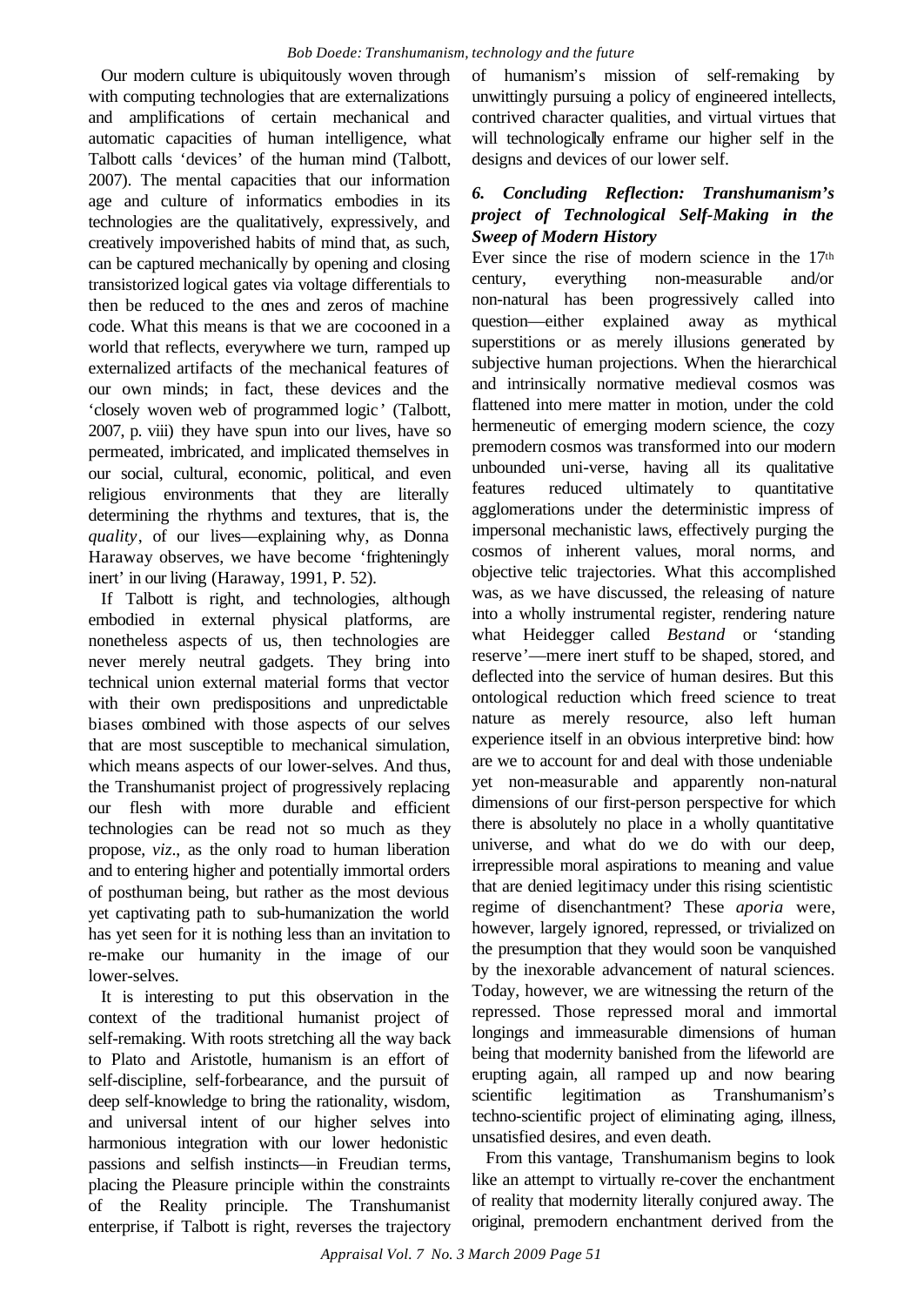Our modern culture is ubiquitously woven through with computing technologies that are externalizations and amplifications of certain mechanical and automatic capacities of human intelligence, what Talbott calls 'devices' of the human mind (Talbott, 2007). The mental capacities that our information age and culture of informatics embodies in its technologies are the qualitatively, expressively, and creatively impoverished habits of mind that, as such, can be captured mechanically by opening and closing transistorized logical gates via voltage differentials to then be reduced to the ones and zeros of machine code. What this means is that we are cocooned in a world that reflects, everywhere we turn, ramped up externalized artifacts of the mechanical features of our own minds; in fact, these devices and the 'closely woven web of programmed logic' (Talbott, 2007, p. viii) they have spun into our lives, have so permeated, imbricated, and implicated themselves in our social, cultural, economic, political, and even religious environments that they are literally determining the rhythms and textures, that is, the *quality*, of our lives—explaining why, as Donna Haraway observes, we have become 'frighteningly inert' in our living (Haraway, 1991, P. 52).

If Talbott is right, and technologies, although embodied in external physical platforms, are nonetheless aspects of us, then technologies are never merely neutral gadgets. They bring into technical union external material forms that vector with their own predispositions and unpredictable biases combined with those aspects of our selves that are most susceptible to mechanical simulation, which means aspects of our lower-selves. And thus, the Transhumanist project of progressively replacing our flesh with more durable and efficient technologies can be read not so much as they propose, *viz*., as the only road to human liberation and to entering higher and potentially immortal orders of posthuman being, but rather as the most devious yet captivating path to sub-humanization the world has yet seen for it is nothing less than an invitation to re-make our humanity in the image of our lower-selves.

It is interesting to put this observation in the context of the traditional humanist project of self-remaking. With roots stretching all the way back to Plato and Aristotle, humanism is an effort of self-discipline, self-forbearance, and the pursuit of deep self-knowledge to bring the rationality, wisdom, and universal intent of our higher selves into harmonious integration with our lower hedonistic passions and selfish instincts—in Freudian terms, placing the Pleasure principle within the constraints of the Reality principle. The Transhumanist enterprise, if Talbott is right, reverses the trajectory of humanism's mission of self-remaking by unwittingly pursuing a policy of engineered intellects, contrived character qualities, and virtual virtues that will technologically enframe our higher self in the designs and devices of our lower self.

### *6. Concluding Reflection: Transhumanism's project of Technological Self-Making in the Sweep of Modern History*

Ever since the rise of modern science in the 17th century, everything non-measurable and/or non-natural has been progressively called into question—either explained away as mythical superstitions or as merely illusions generated by subjective human projections. When the hierarchical and intrinsically normative medieval cosmos was flattened into mere matter in motion, under the cold hermeneutic of emerging modern science, the cozy premodern cosmos was transformed into our modern unbounded uni-verse, having all its qualitative features reduced ultimately to quantitative agglomerations under the deterministic impress of impersonal mechanistic laws, effectively purging the cosmos of inherent values, moral norms, and objective telic trajectories. What this accomplished was, as we have discussed, the releasing of nature into a wholly instrumental register, rendering nature what Heidegger called *Bestand* or 'standing reserve'—mere inert stuff to be shaped, stored, and deflected into the service of human desires. But this ontological reduction which freed science to treat nature as merely resource, also left human experience itself in an obvious interpretive bind: how are we to account for and deal with those undeniable yet non-measurable and apparently non-natural dimensions of our first-person perspective for which there is absolutely no place in a wholly quantitative universe, and what do we do with our deep, irrepressible moral aspirations to meaning and value that are denied legitimacy under this rising scientistic regime of disenchantment? These *aporia* were, however, largely ignored, repressed, or trivialized on the presumption that they would soon be vanquished by the inexorable advancement of natural sciences. Today, however, we are witnessing the return of the repressed. Those repressed moral and immortal longings and immeasurable dimensions of human being that modernity banished from the lifeworld are erupting again, all ramped up and now bearing scientific legitimation as Transhumanism's techno-scientific project of eliminating aging, illness, unsatisfied desires, and even death.

From this vantage, Transhumanism begins to look like an attempt to virtually re-cover the enchantment of reality that modernity literally conjured away. The original, premodern enchantment derived from the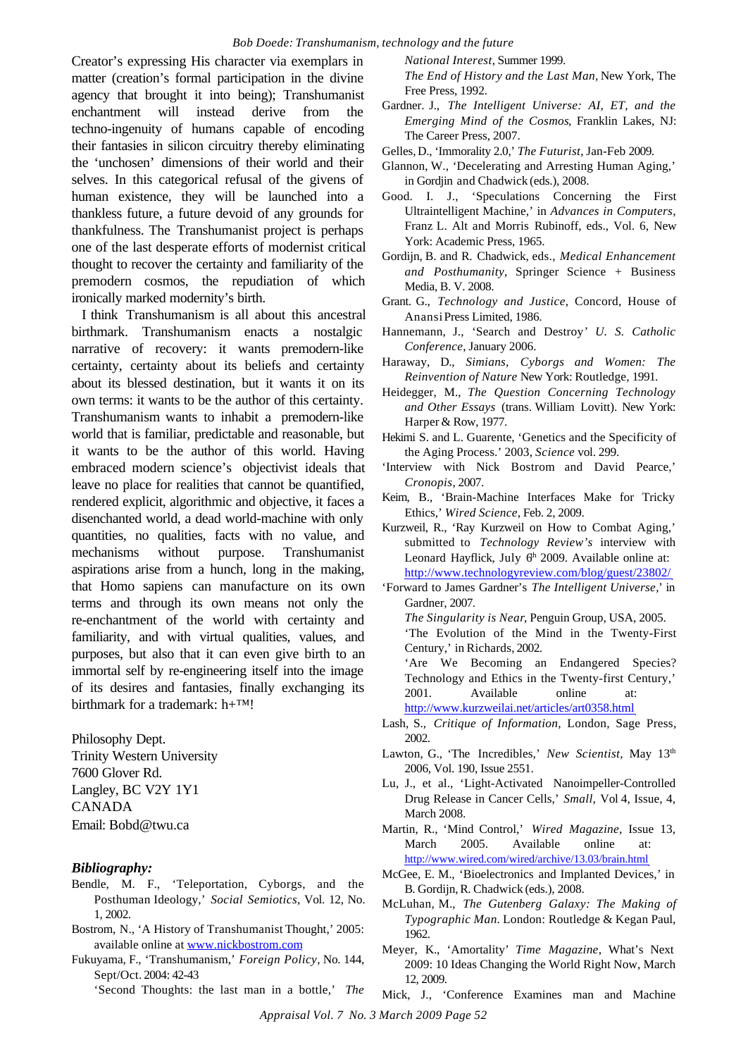Creator's expressing His character via exemplars in matter (creation's formal participation in the divine agency that brought it into being); Transhumanist enchantment will instead derive from the techno-ingenuity of humans capable of encoding their fantasies in silicon circuitry thereby eliminating the 'unchosen' dimensions of their world and their selves. In this categorical refusal of the givens of human existence, they will be launched into a thankless future, a future devoid of any grounds for thankfulness. The Transhumanist project is perhaps one of the last desperate efforts of modernist critical thought to recover the certainty and familiarity of the premodern cosmos, the repudiation of which ironically marked modernity's birth.

I think Transhumanism is all about this ancestral birthmark. Transhumanism enacts a nostalgic narrative of recovery: it wants premodern-like certainty, certainty about its beliefs and certainty about its blessed destination, but it wants it on its own terms: it wants to be the author of this certainty. Transhumanism wants to inhabit a premodern-like world that is familiar, predictable and reasonable, but it wants to be the author of this world. Having embraced modern science's objectivist ideals that leave no place for realities that cannot be quantified, rendered explicit, algorithmic and objective, it faces a disenchanted world, a dead world-machine with only quantities, no qualities, facts with no value, and mechanisms without purpose. Transhumanist aspirations arise from a hunch, long in the making, that Homo sapiens can manufacture on its own terms and through its own means not only the re-enchantment of the world with certainty and familiarity, and with virtual qualities, values, and purposes, but also that it can even give birth to an immortal self by re-engineering itself into the image of its desires and fantasies, finally exchanging its birthmark for a trademark: h+™!

Philosophy Dept.
Trinity Western University
7600 Glover Rd.
Langley, BC V2Y 1Y1
CANADA
Email: Bobd@twu.ca

### *Bibliography:*

Bendle, M. F., 'Teleportation, Cyborgs, and the Posthuman Ideology,' *Social Semiotics*, Vol. 12, No. 1, 2002.

Bostrom, N., 'A History of Transhumanist Thought,' 2005: available online at www.nickbostrom.com

Fukuyama, F., 'Transhumanism,' *Foreign Policy*, No. 144, Sept/Oct. 2004: 42-43

'Second Thoughts: the last man in a bottle,' *The National Interest*, Summer 1999.

*The End of History and the Last Man*, New York, The Free Press, 1992.

Gardner. J., *The Intelligent Universe: AI, ET, and the Emerging Mind of the Cosmos*, Franklin Lakes, NJ: The Career Press, 2007.

Gelles, D., 'Immorality 2.0,' *The Futurist*, Jan-Feb 2009.

Glannon, W., 'Decelerating and Arresting Human Aging,' in Gordijn and Chadwick (eds.), 2008.

Good. I. J., 'Speculations Concerning the First Ultraintelligent Machine,' in *Advances in Computers*, Franz L. Alt and Morris Rubinoff, eds., Vol. 6, New York: Academic Press, 1965.

Gordijn, B. and R. Chadwick, eds., *Medical Enhancement and Posthumanity*, Springer Science + Business Media, B. V. 2008.

Grant. G., *Technology and Justice*, Concord, House of Anansi Press Limited, 1986.

Hannemann, J., 'Search and Destroy' *U. S. Catholic Conference*, January 2006.

Haraway, D., *Simians, Cyborgs and Women: The Reinvention of Nature* New York: Routledge, 1991.

Heidegger, M., *The Question Concerning Technology and Other Essays* (trans. William Lovitt). New York: Harper & Row, 1977.

Hekimi S. and L. Guarente, 'Genetics and the Specificity of the Aging Process.' 2003, *Science* vol. 299.

'Interview with Nick Bostrom and David Pearce,' *Cronopis*, 2007.

Keim, B., 'Brain-Machine Interfaces Make for Tricky Ethics,' *Wired Science*, Feb. 2, 2009.

Kurzweil, R., 'Ray Kurzweil on How to Combat Aging,' submitted to *Technology Review's* interview with Leonard Hayflick, July 6th 2009. Available online at: http://www.technologyreview.com/blog/guest/23802/

'Forward to James Gardner's *The Intelligent Universe*,' in Gardner, 2007.

*The Singularity is Near*, Penguin Group, USA, 2005.

'The Evolution of the Mind in the Twenty-First Century,' in Richards, 2002.

'Are We Becoming an Endangered Species? Technology and Ethics in the Twenty-first Century,' 2001. Available online at: http://www.kurzweilai.net/articles/art0358.html

Lash, S., *Critique of Information*, London, Sage Press, 2002.

Lawton, G., 'The Incredibles,' *New Scientist*, May 13th 2006, Vol. 190, Issue 2551.

Lu, J., et al., 'Light-Activated Nanoimpeller-Controlled Drug Release in Cancer Cells,' *Small*, Vol 4, Issue, 4, March 2008.

Martin, R., 'Mind Control,' *Wired Magazine*, Issue 13, March 2005. Available online at: http://www.wired.com/wired/archive/13.03/brain.html

McGee, E. M., 'Bioelectronics and Implanted Devices,' in B. Gordijn, R. Chadwick (eds.), 2008.

McLuhan, M., *The Gutenberg Galaxy: The Making of Typographic Man*. London: Routledge & Kegan Paul, 1962.

Meyer, K., 'Amortality' *Time Magazine*, What's Next 2009: 10 Ideas Changing the World Right Now, March 12, 2009.

Mick, J., 'Conference Examines man and Machine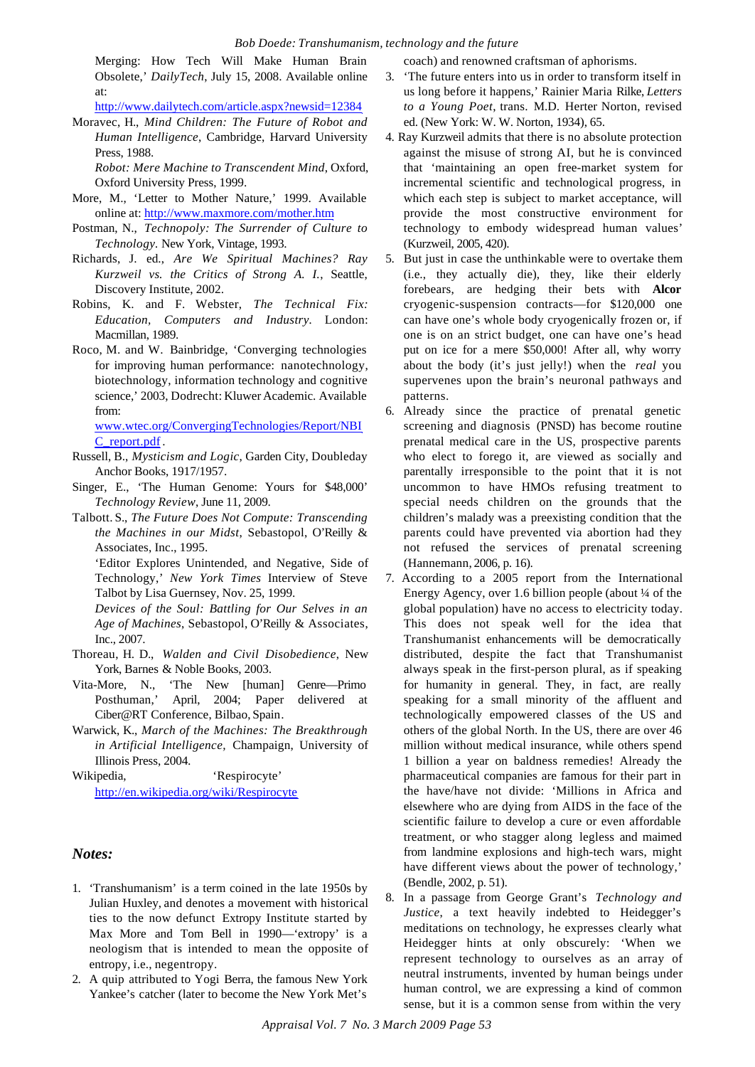Merging: How Tech Will Make Human Brain Obsolete,' *DailyTech*, July 15, 2008. Available online at: http://www.dailytech.com/article.aspx?newsid=12384

Moravec, H., *Mind Children: The Future of Robot and Human Intelligence*, Cambridge, Harvard University Press, 1988.

*Robot: Mere Machine to Transcendent Mind*, Oxford, Oxford University Press, 1999.

More, M., 'Letter to Mother Nature,' 1999. Available online at: http://www.maxmore.com/mother.htm

Postman, N., *Technopoly: The Surrender of Culture to Technology*. New York, Vintage, 1993.

Richards, J. ed., *Are We Spiritual Machines? Ray Kurzweil vs. the Critics of Strong A. I.*, Seattle, Discovery Institute, 2002.

Robins, K. and F. Webster, *The Technical Fix: Education, Computers and Industry*. London: Macmillan, 1989.

Roco, M. and W. Bainbridge, 'Converging technologies for improving human performance: nanotechnology, biotechnology, information technology and cognitive science,' 2003, Dodrecht: Kluwer Academic. Available from: www.wtec.org/ConvergingTechnologies/Report/NBIC_report.pdf.

Russell, B., *Mysticism and Logic*, Garden City, Doubleday Anchor Books, 1917/1957.

Singer, E., 'The Human Genome: Yours for $48,000' *Technology Review*, June 11, 2009.

Talbott. S., *The Future Does Not Compute: Transcending the Machines in our Midst*, Sebastopol, O'Reilly & Associates, Inc., 1995.

'Editor Explores Unintended, and Negative, Side of Technology,' *New York Times* Interview of Steve Talbot by Lisa Guernsey, Nov. 25, 1999.

*Devices of the Soul: Battling for Our Selves in an Age of Machines*, Sebastopol, O'Reilly & Associates, Inc., 2007.

Thoreau, H. D., *Walden and Civil Disobedience*, New York, Barnes & Noble Books, 2003.

Vita-More, N., 'The New [human] Genre—Primo Posthuman,' April, 2004; Paper delivered at Ciber@RT Conference, Bilbao, Spain.

Warwick, K., *March of the Machines: The Breakthrough in Artificial Intelligence*, Champaign, University of Illinois Press, 2004.

Wikipedia, 'Respirocyte' http://en.wikipedia.org/wiki/Respirocyte

## Notes:

1. 'Transhumanism' is a term coined in the late 1950s by Julian Huxley, and denotes a movement with historical ties to the now defunct Extropy Institute started by Max More and Tom Bell in 1990—'extropy' is a neologism that is intended to mean the opposite of entropy, i.e., negentropy.
2. A quip attributed to Yogi Berra, the famous New York Yankee's catcher (later to become the New York Met's coach) and renowned craftsman of aphorisms.
3. 'The future enters into us in order to transform itself in us long before it happens,' Rainier Maria Rilke, *Letters to a Young Poet*, trans. M.D. Herter Norton, revised ed. (New York: W. W. Norton, 1934), 65.
4. Ray Kurzweil admits that there is no absolute protection against the misuse of strong AI, but he is convinced that 'maintaining an open free-market system for incremental scientific and technological progress, in which each step is subject to market acceptance, will provide the most constructive environment for technology to embody widespread human values' (Kurzweil, 2005, 420).
5. But just in case the unthinkable were to overtake them (i.e., they actually die), they, like their elderly forebears, are hedging their bets with **Alcor** cryogenic-suspension contracts—for $120,000 one can have one's whole body cryogenically frozen or, if one is on an strict budget, one can have one's head put on ice for a mere $50,000! After all, why worry about the body (it's just jelly!) when the *real* you supervenes upon the brain's neuronal pathways and patterns.
6. Already since the practice of prenatal genetic screening and diagnosis (PNSD) has become routine prenatal medical care in the US, prospective parents who elect to forego it, are viewed as socially and parentally irresponsible to the point that it is not uncommon to have HMOs refusing treatment to special needs children on the grounds that the children's malady was a preexisting condition that the parents could have prevented via abortion had they not refused the services of prenatal screening (Hannemann, 2006, p. 16).
7. According to a 2005 report from the International Energy Agency, over 1.6 billion people (about ¼ of the global population) have no access to electricity today. This does not speak well for the idea that Transhumanist enhancements will be democratically distributed, despite the fact that Transhumanist always speak in the first-person plural, as if speaking for humanity in general. They, in fact, are really speaking for a small minority of the affluent and technologically empowered classes of the US and others of the global North. In the US, there are over 46 million without medical insurance, while others spend 1 billion a year on baldness remedies! Already the pharmaceutical companies are famous for their part in the have/have not divide: 'Millions in Africa and elsewhere who are dying from AIDS in the face of the scientific failure to develop a cure or even affordable treatment, or who stagger along legless and maimed from landmine explosions and high-tech wars, might have different views about the power of technology,' (Bendle, 2002, p. 51).
8. In a passage from George Grant's *Technology and Justice*, a text heavily indebted to Heidegger's meditations on technology, he expresses clearly what Heidegger hints at only obscurely: 'When we represent technology to ourselves as an array of neutral instruments, invented by human beings under human control, we are expressing a kind of common sense, but it is a common sense from within the very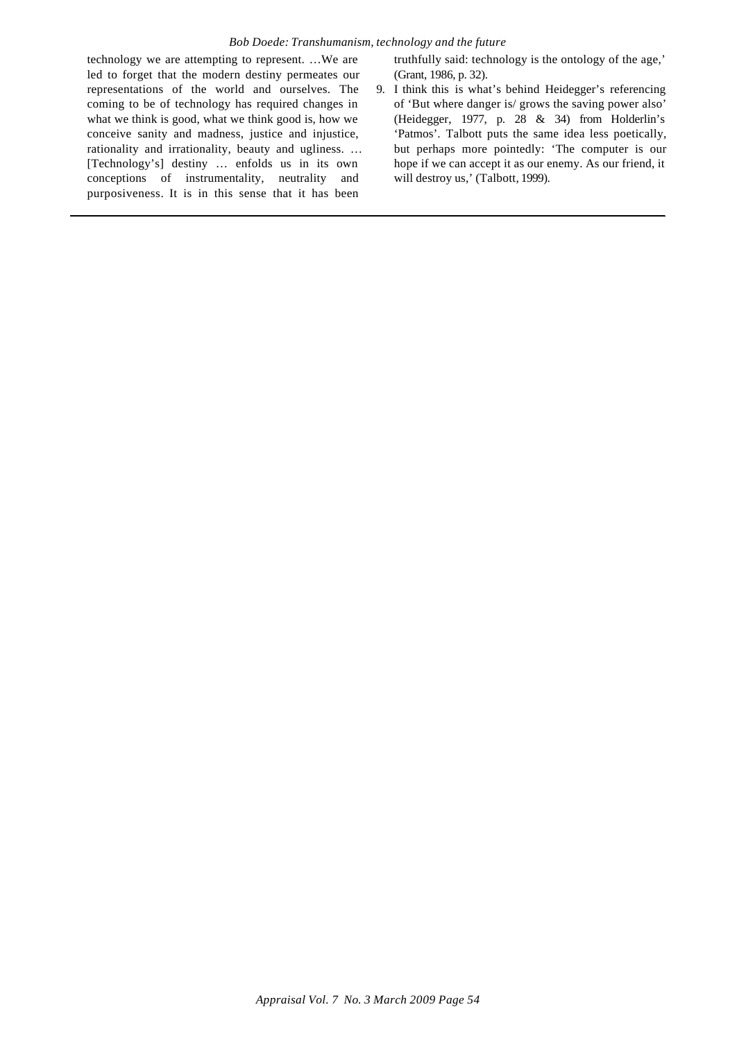technology we are attempting to represent. …We are led to forget that the modern destiny permeates our representations of the world and ourselves. The coming to be of technology has required changes in what we think is good, what we think good is, how we conceive sanity and madness, justice and injustice, rationality and irrationality, beauty and ugliness. … [Technology's] destiny … enfolds us in its own conceptions of instrumentality, neutrality and purposiveness. It is in this sense that it has been truthfully said: technology is the ontology of the age,' (Grant, 1986, p. 32).

9. I think this is what's behind Heidegger's referencing of 'But where danger is/ grows the saving power also' (Heidegger, 1977, p. 28 & 34) from Holderlin's 'Patmos'. Talbott puts the same idea less poetically, but perhaps more pointedly: 'The computer is our hope if we can accept it as our enemy. As our friend, it will destroy us,' (Talbott, 1999).